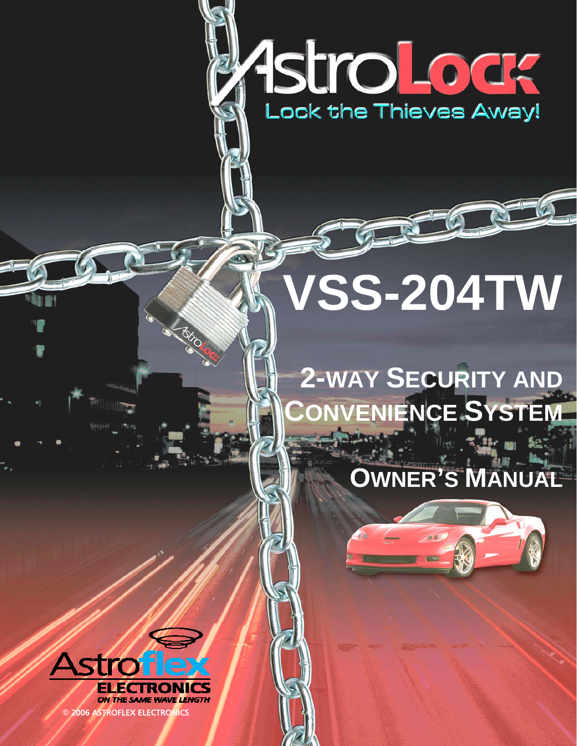# AstroLock

Lock the Thieves Away!

# VSS-204TW

## 2-WAY SECURITY AND CONVENIENCE SYSTEM

## OWNER'S MANUAL

Astroflex ELECTRONICS

ON THE SAME WAVE LENGTH

© 2006 ASTROFLEX ELECTRONICS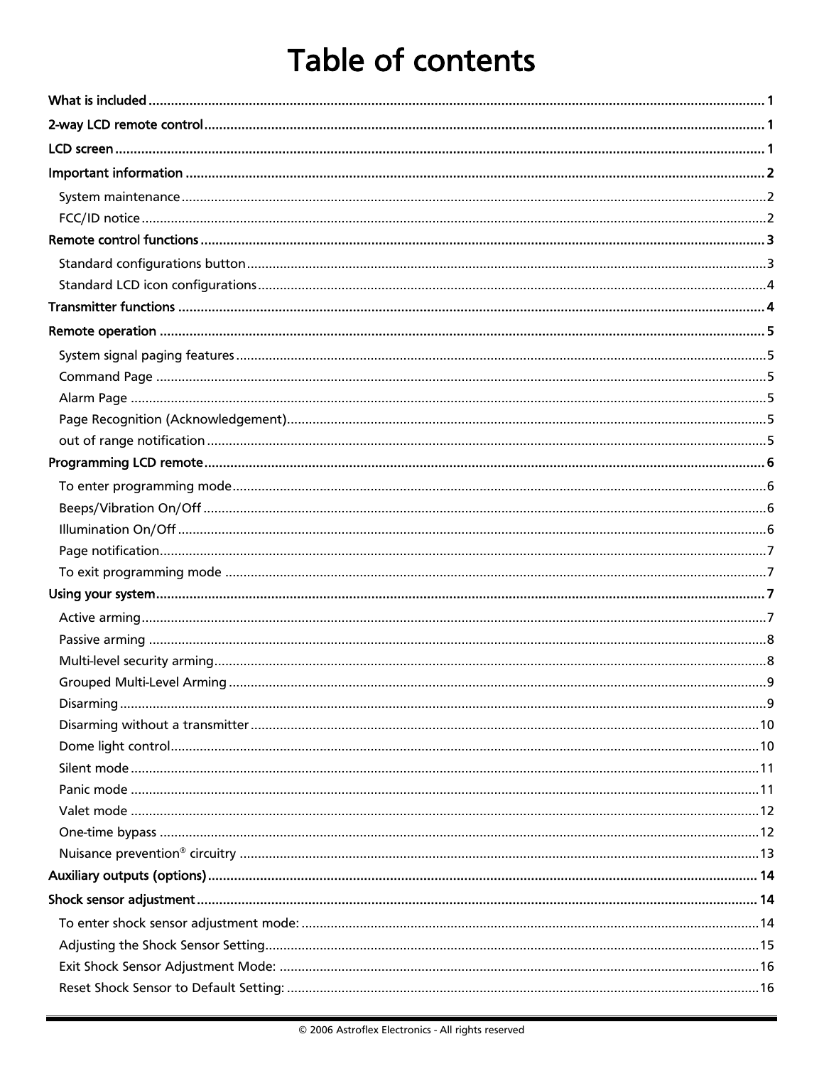# Table of contents

**What is included** ........................................................................................................ 1

**2-way LCD remote control** ........................................................................................ 1

**LCD screen** ................................................................................................................. 1

**Important information** ............................................................................................... 2

- System maintenance .................................................................................................. 2
- FCC/ID notice ............................................................................................................ 2

**Remote control functions** .......................................................................................... 3

- Standard configurations button .................................................................................. 3
- Standard LCD icon configurations .............................................................................. 4

**Transmitter functions** ................................................................................................ 4

**Remote operation** ...................................................................................................... 5

- System signal paging features .................................................................................... 5
- Command Page .......................................................................................................... 5
- Alarm Page ................................................................................................................ 5
- Page Recognition (Acknowledgement) ....................................................................... 5
- out of range notification ............................................................................................ 5

**Programming LCD remote** ......................................................................................... 6

- To enter programming mode ..................................................................................... 6
- Beeps/Vibration On/Off ............................................................................................. 6
- Illumination On/Off ................................................................................................... 6
- Page notification ........................................................................................................ 7
- To exit programming mode ....................................................................................... 7

**Using your system** ..................................................................................................... 7

- Active arming ............................................................................................................ 7
- Passive arming .......................................................................................................... 8
- Multi-level security arming ......................................................................................... 8
- Grouped Multi-Level Arming ...................................................................................... 9
- Disarming .................................................................................................................. 9
- Disarming without a transmitter ............................................................................... 10
- Dome light control ................................................................................................... 10
- Silent mode .............................................................................................................. 11
- Panic mode .............................................................................................................. 11
- Valet mode .............................................................................................................. 12
- One-time bypass ...................................................................................................... 12
- Nuisance prevention® circuitry ................................................................................. 13

**Auxiliary outputs (options)** ....................................................................................... 14

**Shock sensor adjustment** .......................................................................................... 14

- To enter shock sensor adjustment mode: .................................................................. 14
- Adjusting the Shock Sensor Setting ........................................................................... 15
- Exit Shock Sensor Adjustment Mode: ........................................................................ 16
- Reset Shock Sensor to Default Setting: ...................................................................... 16

© 2006 Astroflex Electronics - All rights reserved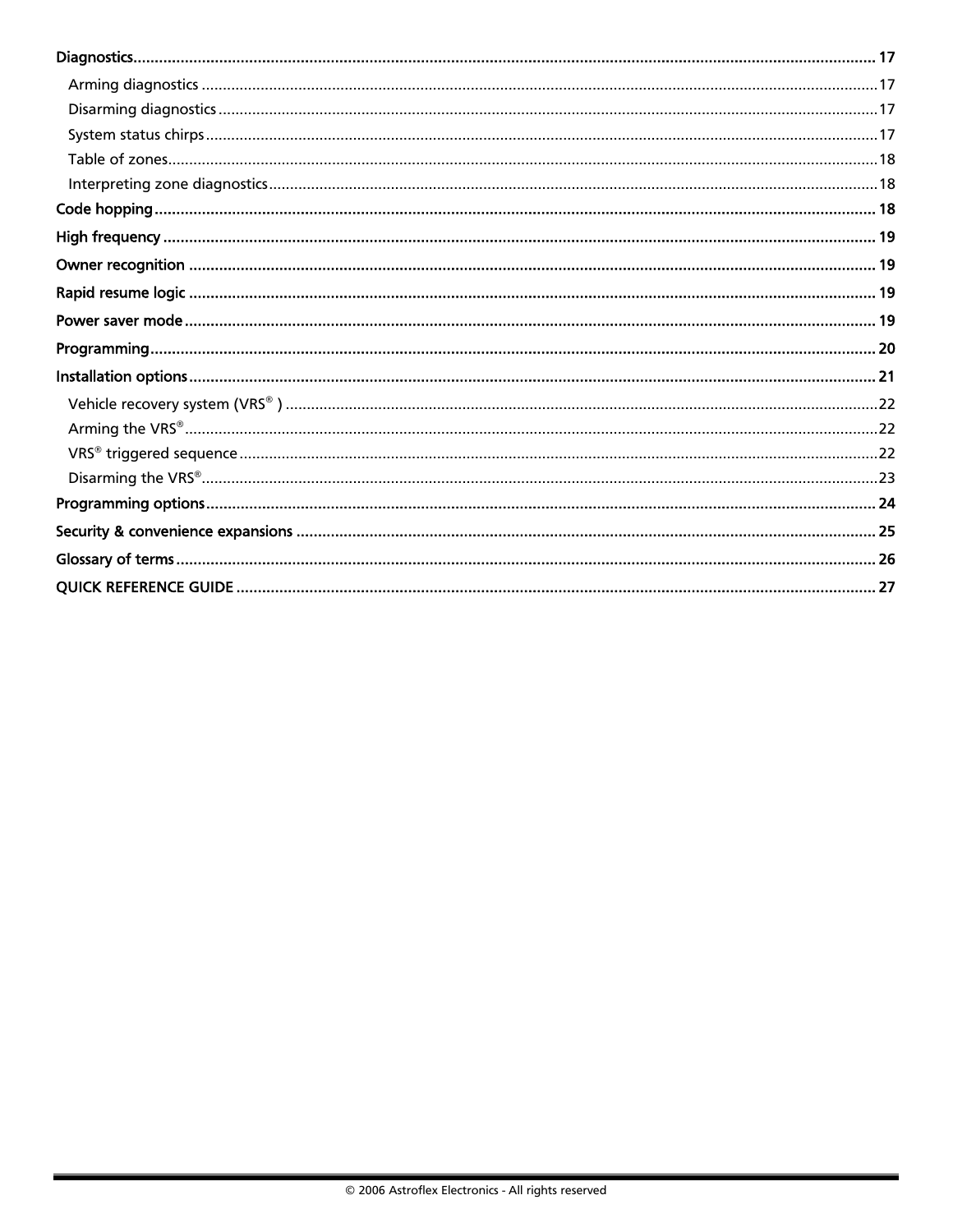Diagnostics .......... 17

- Arming diagnostics .......... 17
- Disarming diagnostics .......... 17
- System status chirps .......... 17
- Table of zones .......... 18
- Interpreting zone diagnostics .......... 18

Code hopping .......... 18

High frequency .......... 19

Owner recognition .......... 19

Rapid resume logic .......... 19

Power saver mode .......... 19

Programming .......... 20

Installation options .......... 21

- Vehicle recovery system (VRS® ) .......... 22
- Arming the VRS® .......... 22
- VRS® triggered sequence .......... 22
- Disarming the VRS® .......... 23

Programming options .......... 24

Security & convenience expansions .......... 25

Glossary of terms .......... 26

QUICK REFERENCE GUIDE .......... 27

© 2006 Astroflex Electronics - All rights reserved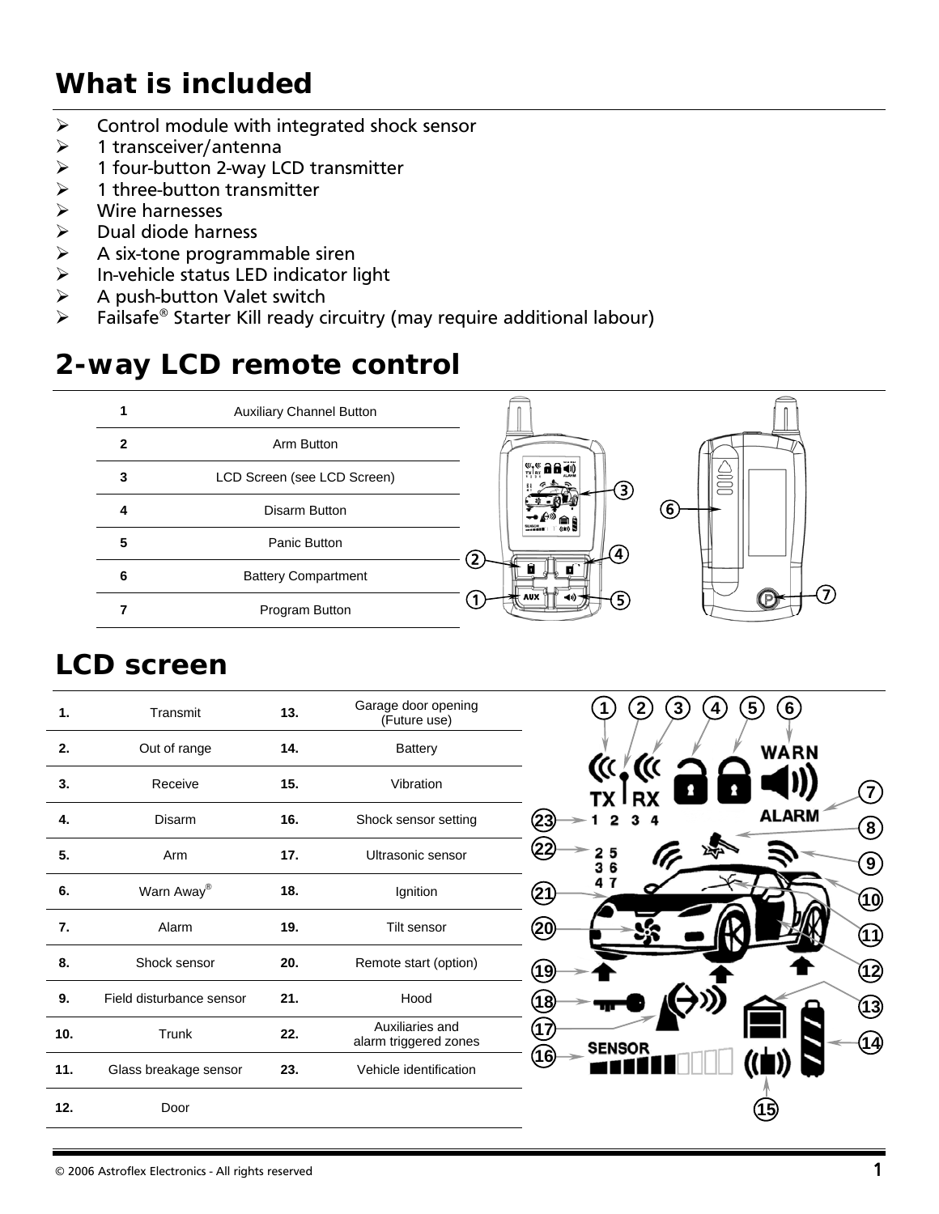## What is included

- Control module with integrated shock sensor
- 1 transceiver/antenna
- 1 four-button 2-way LCD transmitter
- 1 three-button transmitter
- Wire harnesses
- Dual diode harness
- A six-tone programmable siren
- In-vehicle status LED indicator light
- A push-button Valet switch
- Failsafe® Starter Kill ready circuitry (may require additional labour)

## 2-way LCD remote control

| | |
|---|---|
| **1** | Auxiliary Channel Button |
| **2** | Arm Button |
| **3** | LCD Screen (see LCD Screen) |
| **4** | Disarm Button |
| **5** | Panic Button |
| **6** | Battery Compartment |
| **7** | Program Button |

## LCD screen

| | | | |
|---|---|---|---|
| **1.** | Transmit | **13.** | Garage door opening (Future use) |
| **2.** | Out of range | **14.** | Battery |
| **3.** | Receive | **15.** | Vibration |
| **4.** | Disarm | **16.** | Shock sensor setting |
| **5.** | Arm | **17.** | Ultrasonic sensor |
| **6.** | Warn Away® | **18.** | Ignition |
| **7.** | Alarm | **19.** | Tilt sensor |
| **8.** | Shock sensor | **20.** | Remote start (option) |
| **9.** | Field disturbance sensor | **21.** | Hood |
| **10.** | Trunk | **22.** | Auxiliaries and alarm triggered zones |
| **11.** | Glass breakage sensor | **23.** | Vehicle identification |
| **12.** | Door | | |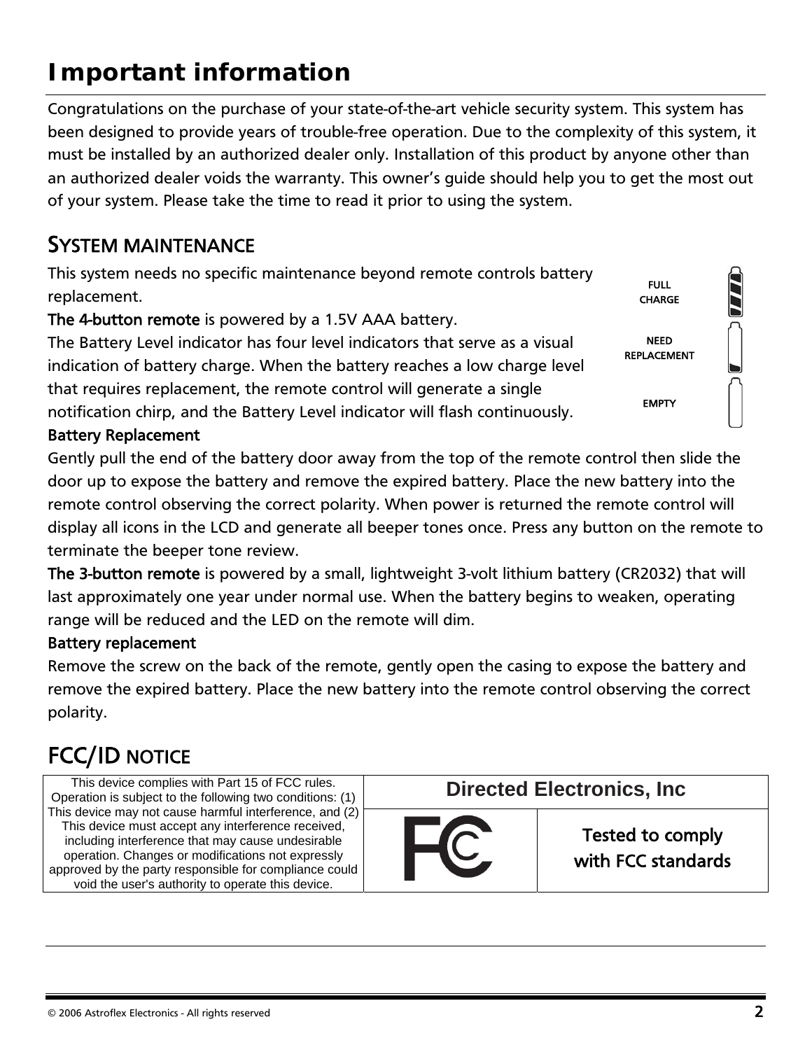# Important information

Congratulations on the purchase of your state-of-the-art vehicle security system. This system has been designed to provide years of trouble-free operation. Due to the complexity of this system, it must be installed by an authorized dealer only. Installation of this product by anyone other than an authorized dealer voids the warranty. This owner's guide should help you to get the most out of your system. Please take the time to read it prior to using the system.

## SYSTEM MAINTENANCE

This system needs no specific maintenance beyond remote controls battery replacement.

**The 4-button remote** is powered by a 1.5V AAA battery.

The Battery Level indicator has four level indicators that serve as a visual indication of battery charge. When the battery reaches a low charge level that requires replacement, the remote control will generate a single notification chirp, and the Battery Level indicator will flash continuously.

FULL CHARGE

NEED REPLACEMENT

EMPTY

**Battery Replacement**

Gently pull the end of the battery door away from the top of the remote control then slide the door up to expose the battery and remove the expired battery. Place the new battery into the remote control observing the correct polarity. When power is returned the remote control will display all icons in the LCD and generate all beeper tones once. Press any button on the remote to terminate the beeper tone review.

**The 3-button remote** is powered by a small, lightweight 3-volt lithium battery (CR2032) that will last approximately one year under normal use. When the battery begins to weaken, operating range will be reduced and the LED on the remote will dim.

**Battery replacement**

Remove the screw on the back of the remote, gently open the casing to expose the battery and remove the expired battery. Place the new battery into the remote control observing the correct polarity.

## FCC/ID NOTICE

| This device complies with Part 15 of FCC rules. Operation is subject to the following two conditions: (1) This device may not cause harmful interference, and (2) This device must accept any interference received, including interference that may cause undesirable operation. Changes or modifications not expressly approved by the party responsible for compliance could void the user's authority to operate this device. | Directed Electronics, Inc | |
|---|---|---|
| | FC | Tested to comply with FCC standards |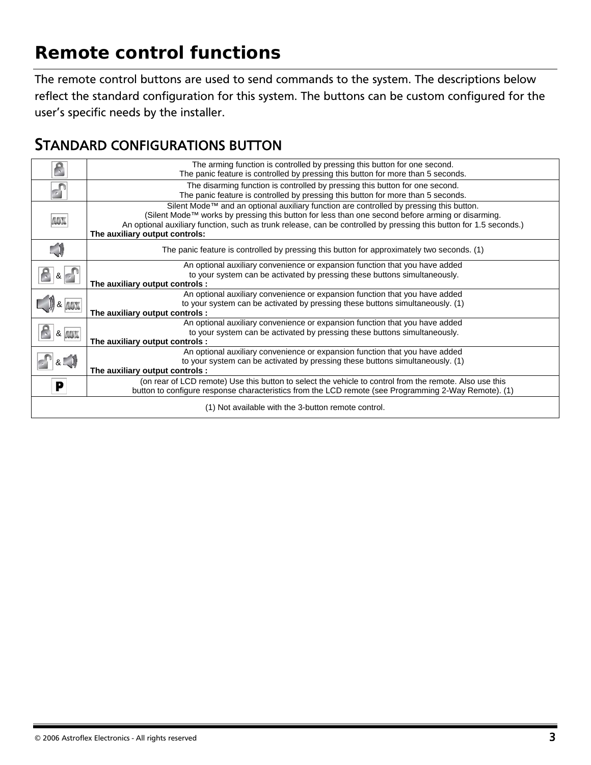# Remote control functions

The remote control buttons are used to send commands to the system. The descriptions below reflect the standard configuration for this system. The buttons can be custom configured for the user's specific needs by the installer.

## STANDARD CONFIGURATIONS BUTTON

| Button | Function |
|---|---|
| Lock | The arming function is controlled by pressing this button for one second.<br>The panic feature is controlled by pressing this button for more than 5 seconds. |
| Unlock | The disarming function is controlled by pressing this button for one second.<br>The panic feature is controlled by pressing this button for more than 5 seconds. |
| AUX | Silent Mode™ and an optional auxiliary function are controlled by pressing this button.<br>(Silent Mode™ works by pressing this button for less than one second before arming or disarming.<br>An optional auxiliary function, such as trunk release, can be controlled by pressing this button for 1.5 seconds.)<br>**The auxiliary output controls:** |
| Panic | The panic feature is controlled by pressing this button for approximately two seconds. (1) |
| Lock & Unlock | An optional auxiliary convenience or expansion function that you have added to your system can be activated by pressing these buttons simultaneously.<br>**The auxiliary output controls :** |
| Panic & AUX | An optional auxiliary convenience or expansion function that you have added to your system can be activated by pressing these buttons simultaneously. (1)<br>**The auxiliary output controls :** |
| Lock & AUX | An optional auxiliary convenience or expansion function that you have added to your system can be activated by pressing these buttons simultaneously.<br>**The auxiliary output controls :** |
| Unlock & Panic | An optional auxiliary convenience or expansion function that you have added to your system can be activated by pressing these buttons simultaneously. (1)<br>**The auxiliary output controls :** |
| P | (on rear of LCD remote) Use this button to select the vehicle to control from the remote. Also use this button to configure response characteristics from the LCD remote (see Programming 2-Way Remote). (1) |

(1) Not available with the 3-button remote control.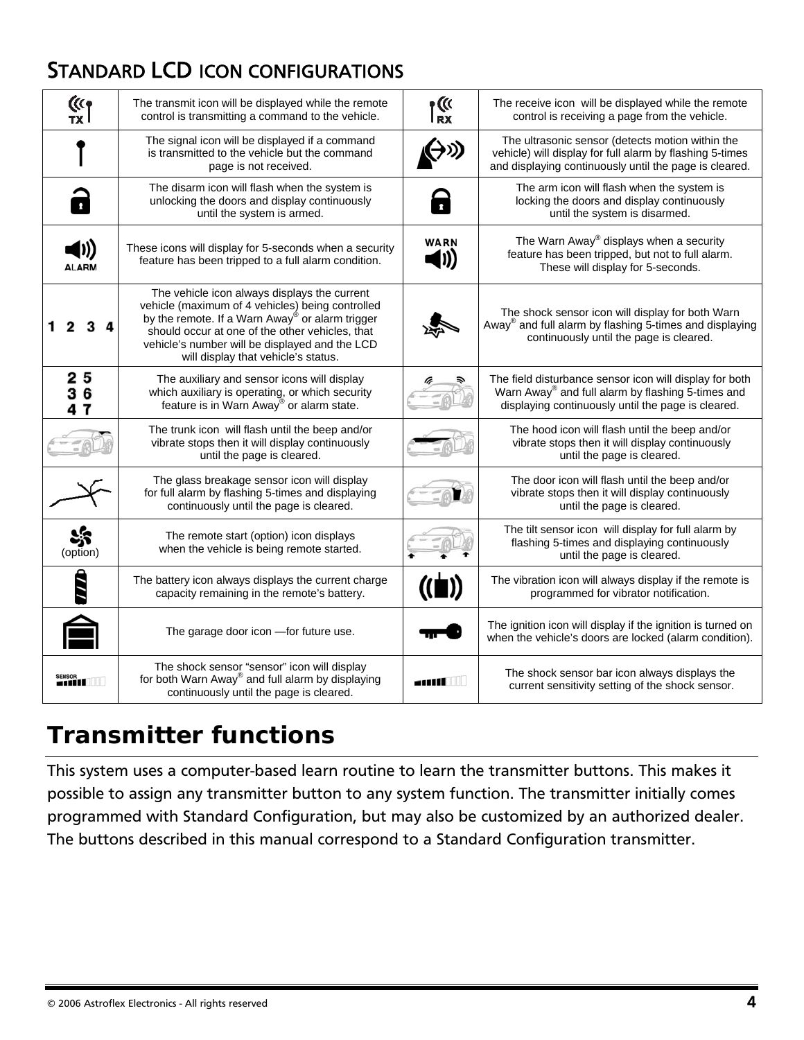## Standard LCD icon configurations

| Icon | Description | Icon | Description |
|---|---|---|---|
| TX | The transmit icon will be displayed while the remote control is transmitting a command to the vehicle. | RX | The receive icon will be displayed while the remote control is receiving a page from the vehicle. |
| | The signal icon will be displayed if a command is transmitted to the vehicle but the command page is not received. | | The ultrasonic sensor (detects motion within the vehicle) will display for full alarm by flashing 5-times and displaying continuously until the page is cleared. |
| | The disarm icon will flash when the system is unlocking the doors and display continuously until the system is armed. | | The arm icon will flash when the system is locking the doors and display continuously until the system is disarmed. |
| ALARM | These icons will display for 5-seconds when a security feature has been tripped to a full alarm condition. | WARN | The Warn Away® displays when a security feature has been tripped, but not to full alarm. These will display for 5-seconds. |
| 1 2 3 4 | The vehicle icon always displays the current vehicle (maximum of 4 vehicles) being controlled by the remote. If a Warn Away® or alarm trigger should occur at one of the other vehicles, that vehicle's number will be displayed and the LCD will display that vehicle's status. | | The shock sensor icon will display for both Warn Away® and full alarm by flashing 5-times and displaying continuously until the page is cleared. |
| 2 5 3 6 4 7 | The auxiliary and sensor icons will display which auxiliary is operating, or which security feature is in Warn Away® or alarm state. | | The field disturbance sensor icon will display for both Warn Away® and full alarm by flashing 5-times and displaying continuously until the page is cleared. |
| | The trunk icon will flash until the beep and/or vibrate stops then it will display continuously until the page is cleared. | | The hood icon will flash until the beep and/or vibrate stops then it will display continuously until the page is cleared. |
| | The glass breakage sensor icon will display for full alarm by flashing 5-times and displaying continuously until the page is cleared. | | The door icon will flash until the beep and/or vibrate stops then it will display continuously until the page is cleared. |
| (option) | The remote start (option) icon displays when the vehicle is being remote started. | | The tilt sensor icon will display for full alarm by flashing 5-times and displaying continuously until the page is cleared. |
| | The battery icon always displays the current charge capacity remaining in the remote's battery. | | The vibration icon will always display if the remote is programmed for vibrator notification. |
| | The garage door icon —for future use. | | The ignition icon will display if the ignition is turned on when the vehicle's doors are locked (alarm condition). |
| SENSOR | The shock sensor "sensor" icon will display for both Warn Away® and full alarm by displaying continuously until the page is cleared. | | The shock sensor bar icon always displays the current sensitivity setting of the shock sensor. |

# Transmitter functions

This system uses a computer-based learn routine to learn the transmitter buttons. This makes it possible to assign any transmitter button to any system function. The transmitter initially comes programmed with Standard Configuration, but may also be customized by an authorized dealer. The buttons described in this manual correspond to a Standard Configuration transmitter.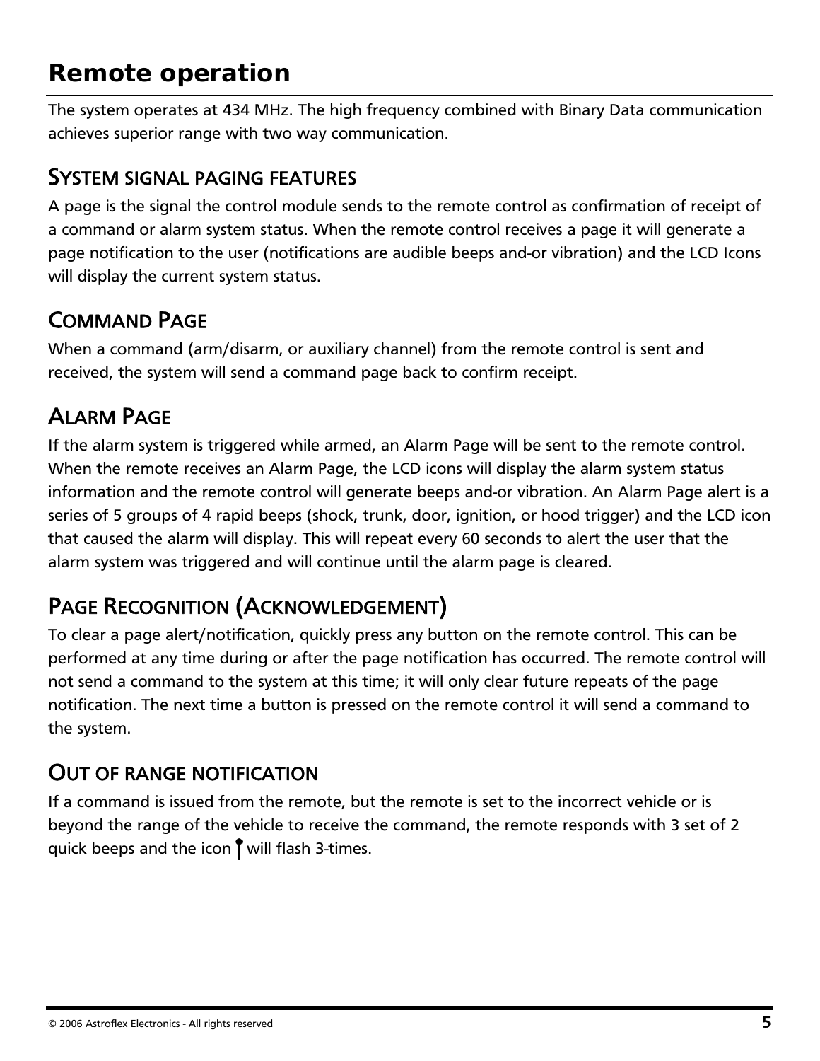# Remote operation

The system operates at 434 MHz. The high frequency combined with Binary Data communication achieves superior range with two way communication.

## System signal paging features

A page is the signal the control module sends to the remote control as confirmation of receipt of a command or alarm system status. When the remote control receives a page it will generate a page notification to the user (notifications are audible beeps and-or vibration) and the LCD Icons will display the current system status.

## Command Page

When a command (arm/disarm, or auxiliary channel) from the remote control is sent and received, the system will send a command page back to confirm receipt.

## Alarm Page

If the alarm system is triggered while armed, an Alarm Page will be sent to the remote control. When the remote receives an Alarm Page, the LCD icons will display the alarm system status information and the remote control will generate beeps and-or vibration. An Alarm Page alert is a series of 5 groups of 4 rapid beeps (shock, trunk, door, ignition, or hood trigger) and the LCD icon that caused the alarm will display. This will repeat every 60 seconds to alert the user that the alarm system was triggered and will continue until the alarm page is cleared.

## Page Recognition (Acknowledgement)

To clear a page alert/notification, quickly press any button on the remote control. This can be performed at any time during or after the page notification has occurred. The remote control will not send a command to the system at this time; it will only clear future repeats of the page notification. The next time a button is pressed on the remote control it will send a command to the system.

## Out of range notification

If a command is issued from the remote, but the remote is set to the incorrect vehicle or is beyond the range of the vehicle to receive the command, the remote responds with 3 set of 2 quick beeps and the icon will flash 3-times.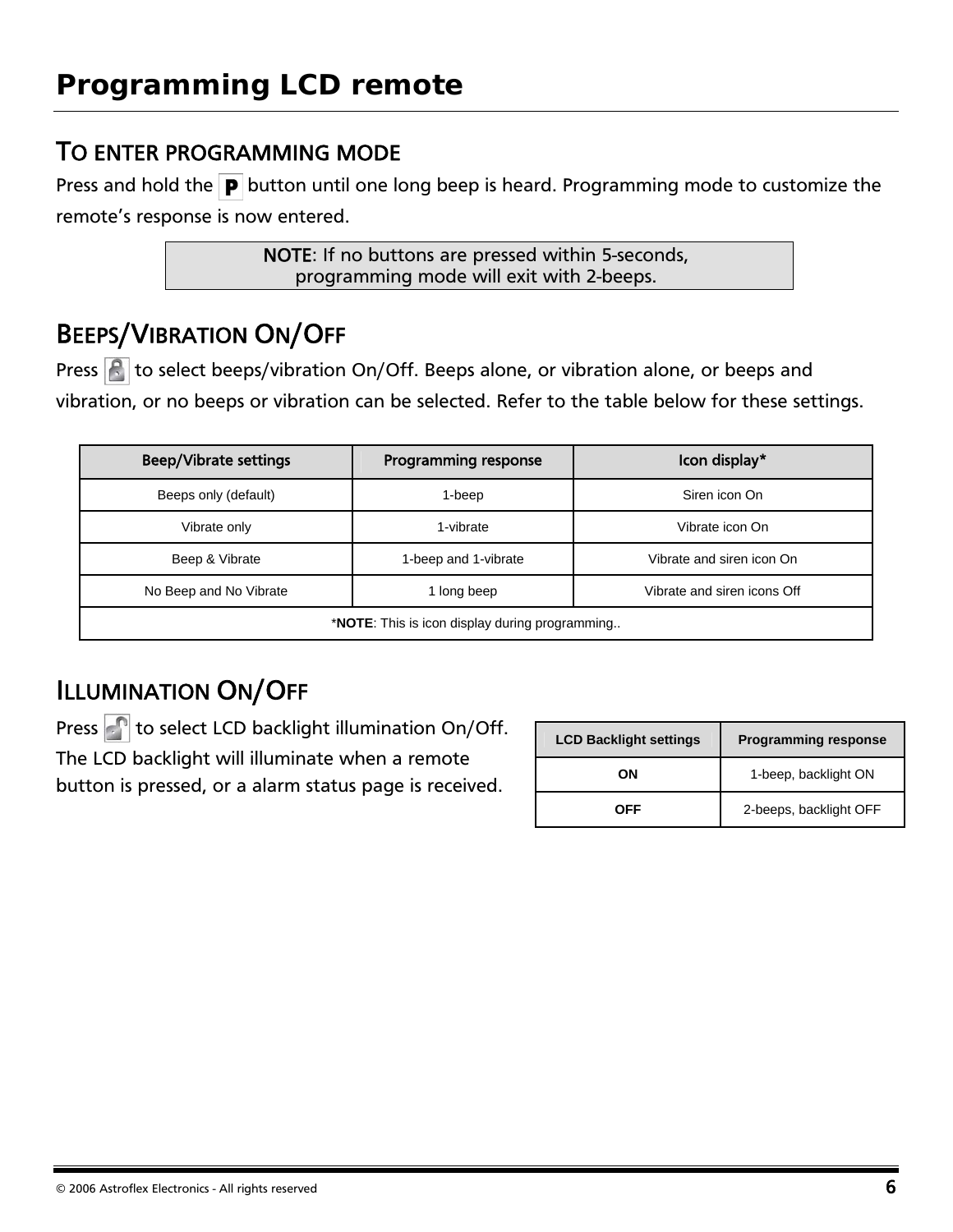# Programming LCD remote

## TO ENTER PROGRAMMING MODE

Press and hold the P button until one long beep is heard. Programming mode to customize the remote's response is now entered.

> **NOTE**: If no buttons are pressed within 5-seconds, programming mode will exit with 2-beeps.

## BEEPS/VIBRATION ON/OFF

Press to select beeps/vibration On/Off. Beeps alone, or vibration alone, or beeps and vibration, or no beeps or vibration can be selected. Refer to the table below for these settings.

| Beep/Vibrate settings | Programming response | Icon display* |
|---|---|---|
| Beeps only (default) | 1-beep | Siren icon On |
| Vibrate only | 1-vibrate | Vibrate icon On |
| Beep & Vibrate | 1-beep and 1-vibrate | Vibrate and siren icon On |
| No Beep and No Vibrate | 1 long beep | Vibrate and siren icons Off |
| *NOTE: This is icon display during programming.. | | |

## ILLUMINATION ON/OFF

Press to select LCD backlight illumination On/Off. The LCD backlight will illuminate when a remote button is pressed, or a alarm status page is received.

| LCD Backlight settings | Programming response |
|---|---|
| **ON** | 1-beep, backlight ON |
| **OFF** | 2-beeps, backlight OFF |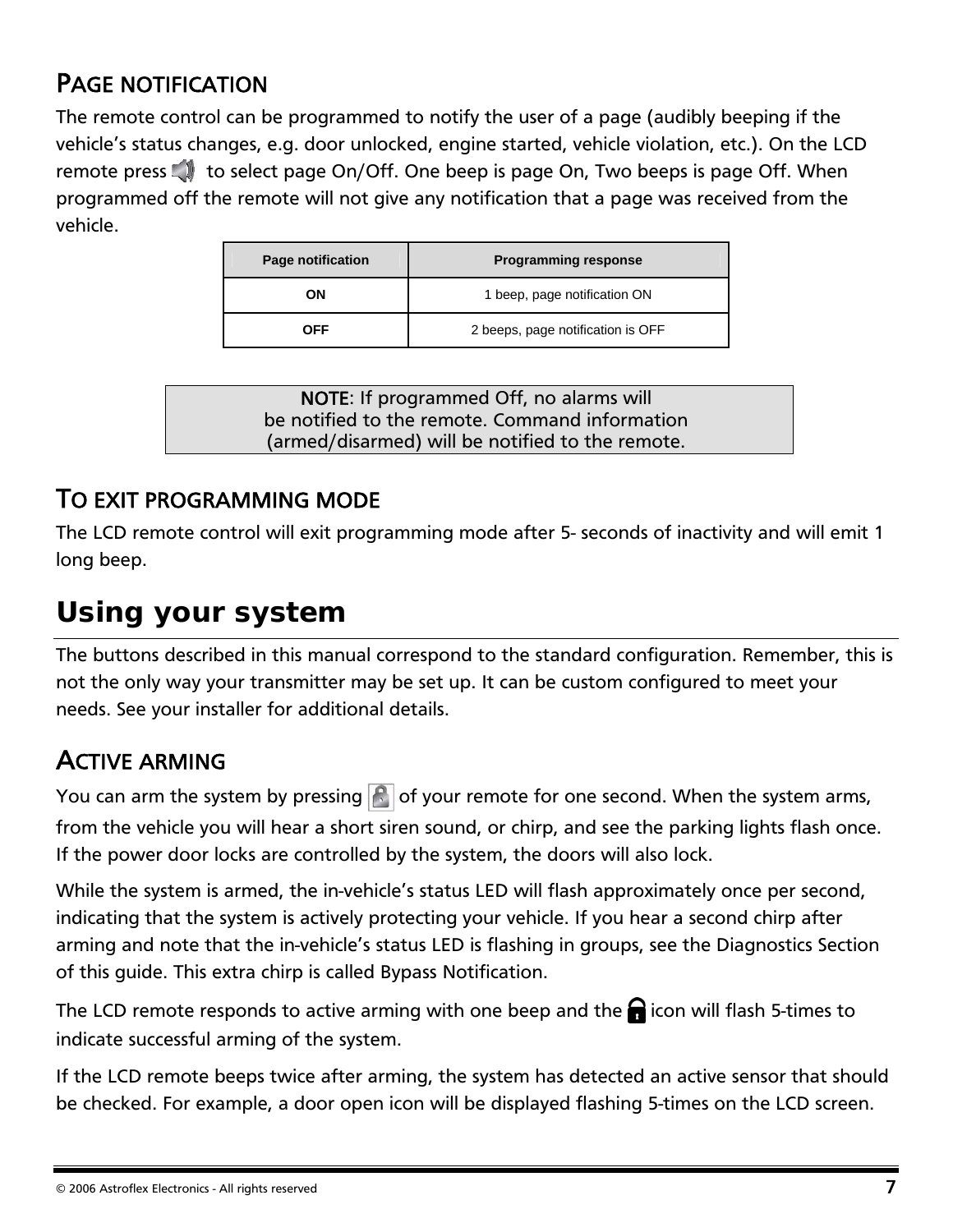### PAGE NOTIFICATION

The remote control can be programmed to notify the user of a page (audibly beeping if the vehicle's status changes, e.g. door unlocked, engine started, vehicle violation, etc.). On the LCD remote press  to select page On/Off. One beep is page On, Two beeps is page Off. When programmed off the remote will not give any notification that a page was received from the vehicle.

| Page notification | Programming response |
| --- | --- |
| ON | 1 beep, page notification ON |
| OFF | 2 beeps, page notification is OFF |

**NOTE**: If programmed Off, no alarms will be notified to the remote. Command information (armed/disarmed) will be notified to the remote.

### TO EXIT PROGRAMMING MODE

The LCD remote control will exit programming mode after 5- seconds of inactivity and will emit 1 long beep.

## Using your system

The buttons described in this manual correspond to the standard configuration. Remember, this is not the only way your transmitter may be set up. It can be custom configured to meet your needs. See your installer for additional details.

### ACTIVE ARMING

You can arm the system by pressing  of your remote for one second. When the system arms, from the vehicle you will hear a short siren sound, or chirp, and see the parking lights flash once. If the power door locks are controlled by the system, the doors will also lock.

While the system is armed, the in-vehicle's status LED will flash approximately once per second, indicating that the system is actively protecting your vehicle. If you hear a second chirp after arming and note that the in-vehicle's status LED is flashing in groups, see the Diagnostics Section of this guide. This extra chirp is called Bypass Notification.

The LCD remote responds to active arming with one beep and the  icon will flash 5-times to indicate successful arming of the system.

If the LCD remote beeps twice after arming, the system has detected an active sensor that should be checked. For example, a door open icon will be displayed flashing 5-times on the LCD screen.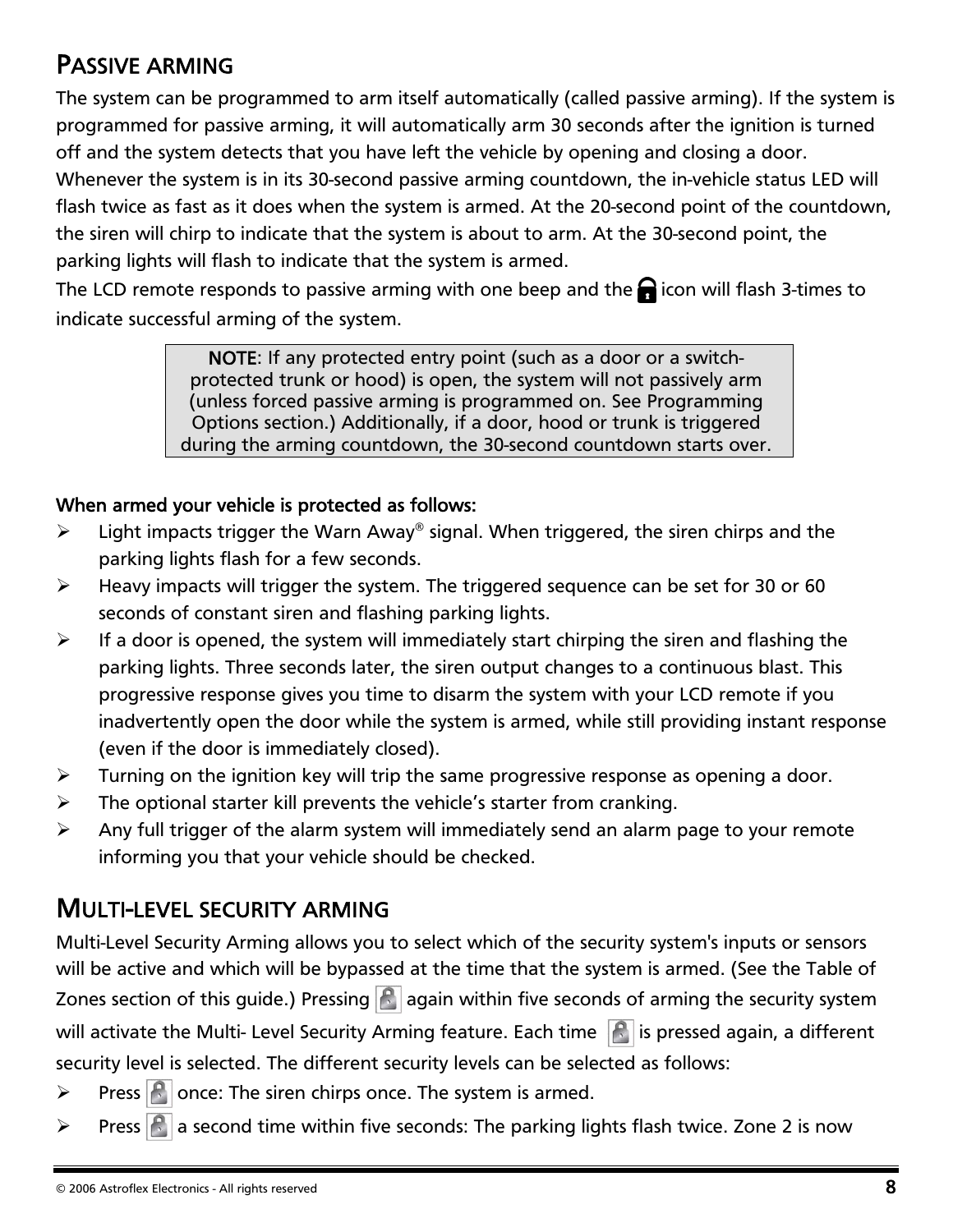## PASSIVE ARMING

The system can be programmed to arm itself automatically (called passive arming). If the system is programmed for passive arming, it will automatically arm 30 seconds after the ignition is turned off and the system detects that you have left the vehicle by opening and closing a door. Whenever the system is in its 30-second passive arming countdown, the in-vehicle status LED will flash twice as fast as it does when the system is armed. At the 20-second point of the countdown, the siren will chirp to indicate that the system is about to arm. At the 30-second point, the parking lights will flash to indicate that the system is armed.

The LCD remote responds to passive arming with one beep and the icon will flash 3-times to indicate successful arming of the system.

> **NOTE**: If any protected entry point (such as a door or a switch-protected trunk or hood) is open, the system will not passively arm (unless forced passive arming is programmed on. See Programming Options section.) Additionally, if a door, hood or trunk is triggered during the arming countdown, the 30-second countdown starts over.

**When armed your vehicle is protected as follows:**

- Light impacts trigger the Warn Away® signal. When triggered, the siren chirps and the parking lights flash for a few seconds.
- Heavy impacts will trigger the system. The triggered sequence can be set for 30 or 60 seconds of constant siren and flashing parking lights.
- If a door is opened, the system will immediately start chirping the siren and flashing the parking lights. Three seconds later, the siren output changes to a continuous blast. This progressive response gives you time to disarm the system with your LCD remote if you inadvertently open the door while the system is armed, while still providing instant response (even if the door is immediately closed).
- Turning on the ignition key will trip the same progressive response as opening a door.
- The optional starter kill prevents the vehicle's starter from cranking.
- Any full trigger of the alarm system will immediately send an alarm page to your remote informing you that your vehicle should be checked.

## MULTI-LEVEL SECURITY ARMING

Multi-Level Security Arming allows you to select which of the security system's inputs or sensors will be active and which will be bypassed at the time that the system is armed. (See the Table of Zones section of this guide.) Pressing again within five seconds of arming the security system will activate the Multi- Level Security Arming feature. Each time is pressed again, a different security level is selected. The different security levels can be selected as follows:

- Press once: The siren chirps once. The system is armed.
- Press a second time within five seconds: The parking lights flash twice. Zone 2 is now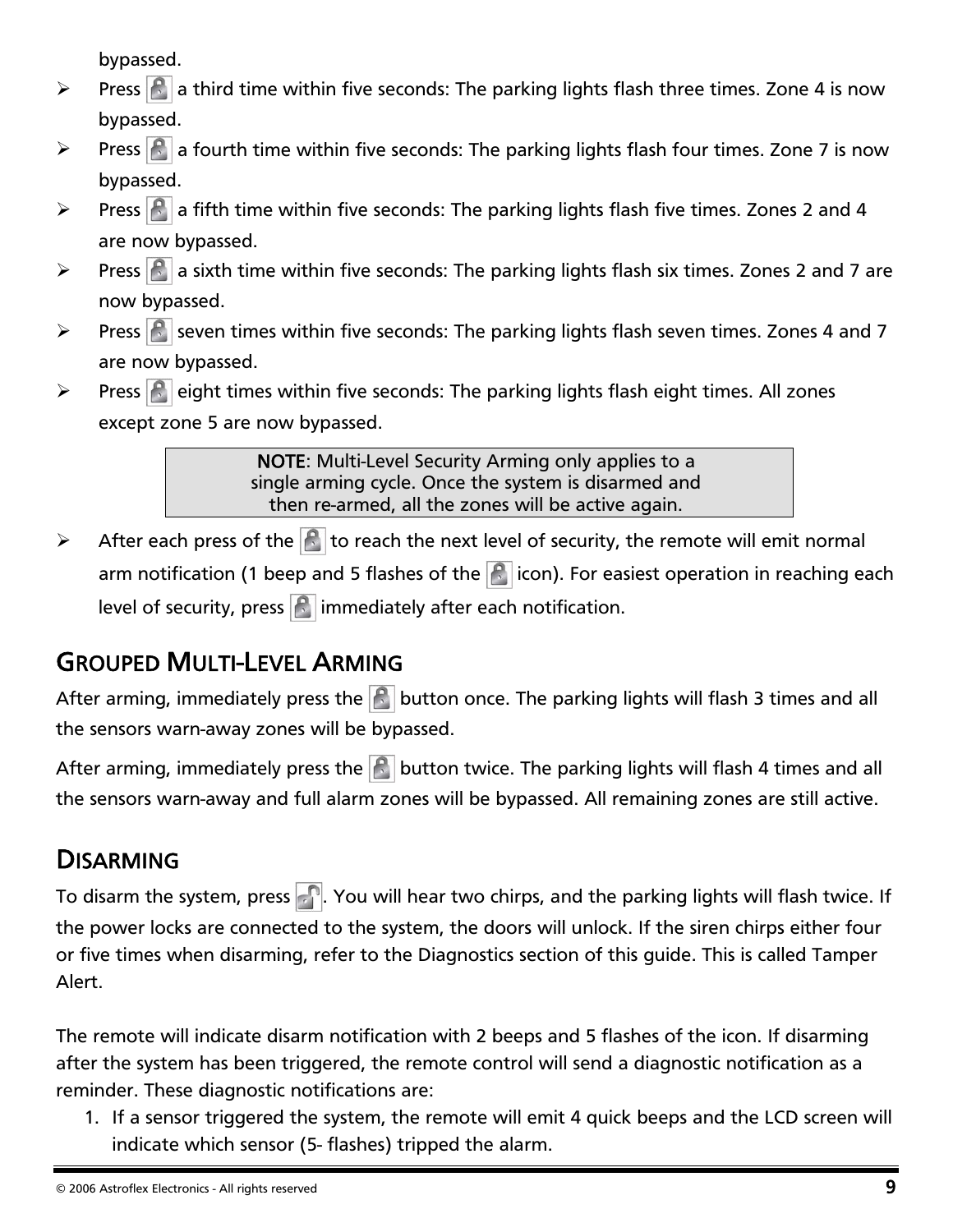bypassed.

- Press a third time within five seconds: The parking lights flash three times. Zone 4 is now bypassed.
- Press a fourth time within five seconds: The parking lights flash four times. Zone 7 is now bypassed.
- Press a fifth time within five seconds: The parking lights flash five times. Zones 2 and 4 are now bypassed.
- Press a sixth time within five seconds: The parking lights flash six times. Zones 2 and 7 are now bypassed.
- Press seven times within five seconds: The parking lights flash seven times. Zones 4 and 7 are now bypassed.
- Press eight times within five seconds: The parking lights flash eight times. All zones except zone 5 are now bypassed.

> **NOTE**: Multi-Level Security Arming only applies to a single arming cycle. Once the system is disarmed and then re-armed, all the zones will be active again.

- After each press of the to reach the next level of security, the remote will emit normal arm notification (1 beep and 5 flashes of the icon). For easiest operation in reaching each level of security, press immediately after each notification.

## GROUPED MULTI-LEVEL ARMING

After arming, immediately press the button once. The parking lights will flash 3 times and all the sensors warn-away zones will be bypassed.

After arming, immediately press the button twice. The parking lights will flash 4 times and all the sensors warn-away and full alarm zones will be bypassed. All remaining zones are still active.

## DISARMING

To disarm the system, press . You will hear two chirps, and the parking lights will flash twice. If the power locks are connected to the system, the doors will unlock. If the siren chirps either four or five times when disarming, refer to the Diagnostics section of this guide. This is called Tamper Alert.

The remote will indicate disarm notification with 2 beeps and 5 flashes of the icon. If disarming after the system has been triggered, the remote control will send a diagnostic notification as a reminder. These diagnostic notifications are:

1. If a sensor triggered the system, the remote will emit 4 quick beeps and the LCD screen will indicate which sensor (5- flashes) tripped the alarm.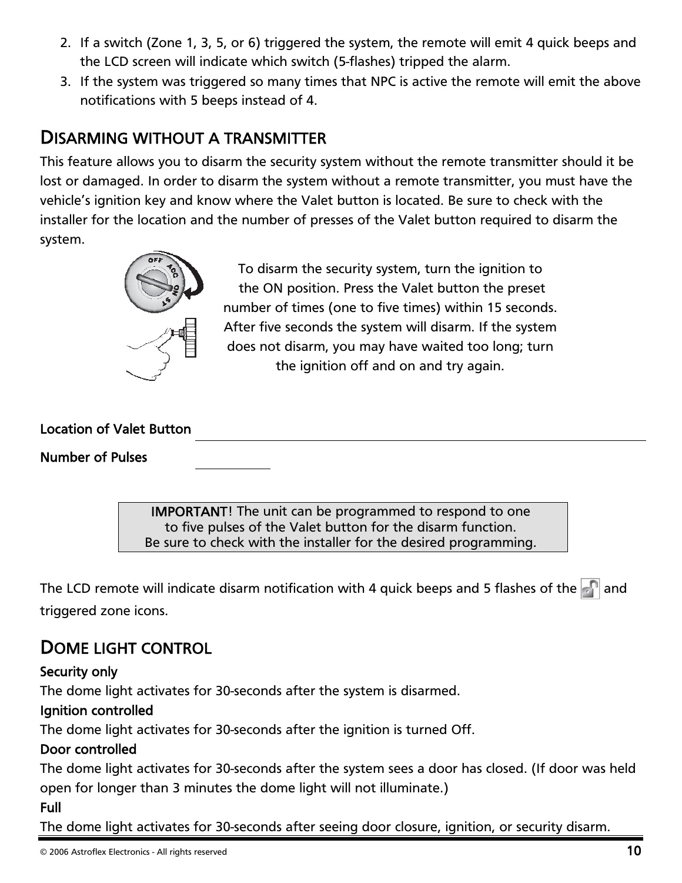2. If a switch (Zone 1, 3, 5, or 6) triggered the system, the remote will emit 4 quick beeps and the LCD screen will indicate which switch (5-flashes) tripped the alarm.
3. If the system was triggered so many times that NPC is active the remote will emit the above notifications with 5 beeps instead of 4.

## DISARMING WITHOUT A TRANSMITTER

This feature allows you to disarm the security system without the remote transmitter should it be lost or damaged. In order to disarm the system without a remote transmitter, you must have the vehicle's ignition key and know where the Valet button is located. Be sure to check with the installer for the location and the number of presses of the Valet button required to disarm the system.

To disarm the security system, turn the ignition to the ON position. Press the Valet button the preset number of times (one to five times) within 15 seconds. After five seconds the system will disarm. If the system does not disarm, you may have waited too long; turn the ignition off and on and try again.

**Location of Valet Button** ______________________________

**Number of Pulses** __________

> **IMPORTANT!** The unit can be programmed to respond to one to five pulses of the Valet button for the disarm function. Be sure to check with the installer for the desired programming.

The LCD remote will indicate disarm notification with 4 quick beeps and 5 flashes of the (unlock) and triggered zone icons.

## DOME LIGHT CONTROL

**Security only**

The dome light activates for 30-seconds after the system is disarmed.

**Ignition controlled**

The dome light activates for 30-seconds after the ignition is turned Off.

**Door controlled**

The dome light activates for 30-seconds after the system sees a door has closed. (If door was held open for longer than 3 minutes the dome light will not illuminate.)

**Full**

The dome light activates for 30-seconds after seeing door closure, ignition, or security disarm.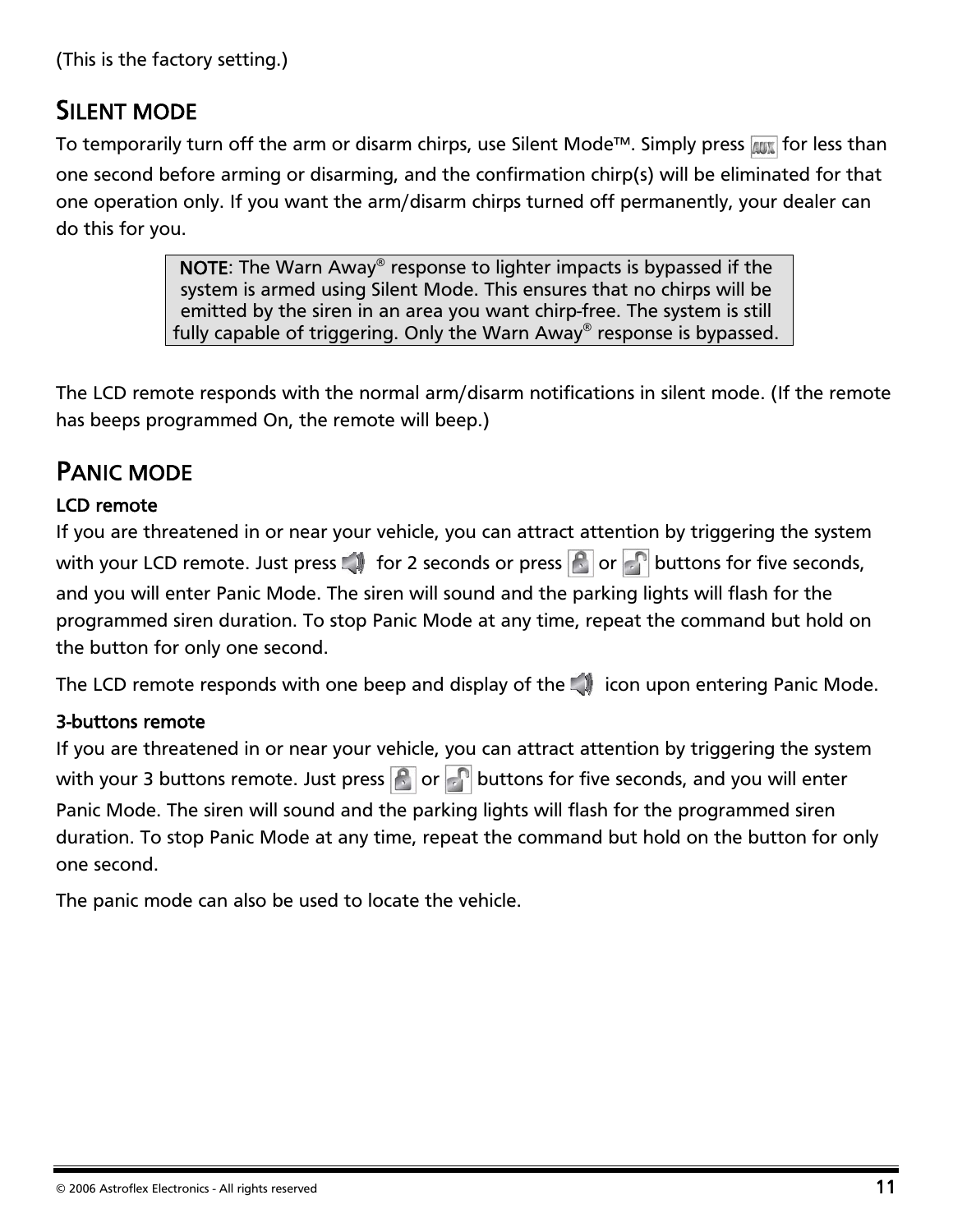(This is the factory setting.)

## SILENT MODE

To temporarily turn off the arm or disarm chirps, use Silent Mode™. Simply press AUX for less than one second before arming or disarming, and the confirmation chirp(s) will be eliminated for that one operation only. If you want the arm/disarm chirps turned off permanently, your dealer can do this for you.

> **NOTE**: The Warn Away® response to lighter impacts is bypassed if the system is armed using Silent Mode. This ensures that no chirps will be emitted by the siren in an area you want chirp-free. The system is still fully capable of triggering. Only the Warn Away® response is bypassed.

The LCD remote responds with the normal arm/disarm notifications in silent mode. (If the remote has beeps programmed On, the remote will beep.)

## PANIC MODE

### LCD remote

If you are threatened in or near your vehicle, you can attract attention by triggering the system with your LCD remote. Just press for 2 seconds or press or buttons for five seconds, and you will enter Panic Mode. The siren will sound and the parking lights will flash for the programmed siren duration. To stop Panic Mode at any time, repeat the command but hold on the button for only one second.

The LCD remote responds with one beep and display of the icon upon entering Panic Mode.

### 3-buttons remote

If you are threatened in or near your vehicle, you can attract attention by triggering the system with your 3 buttons remote. Just press or buttons for five seconds, and you will enter Panic Mode. The siren will sound and the parking lights will flash for the programmed siren duration. To stop Panic Mode at any time, repeat the command but hold on the button for only one second.

The panic mode can also be used to locate the vehicle.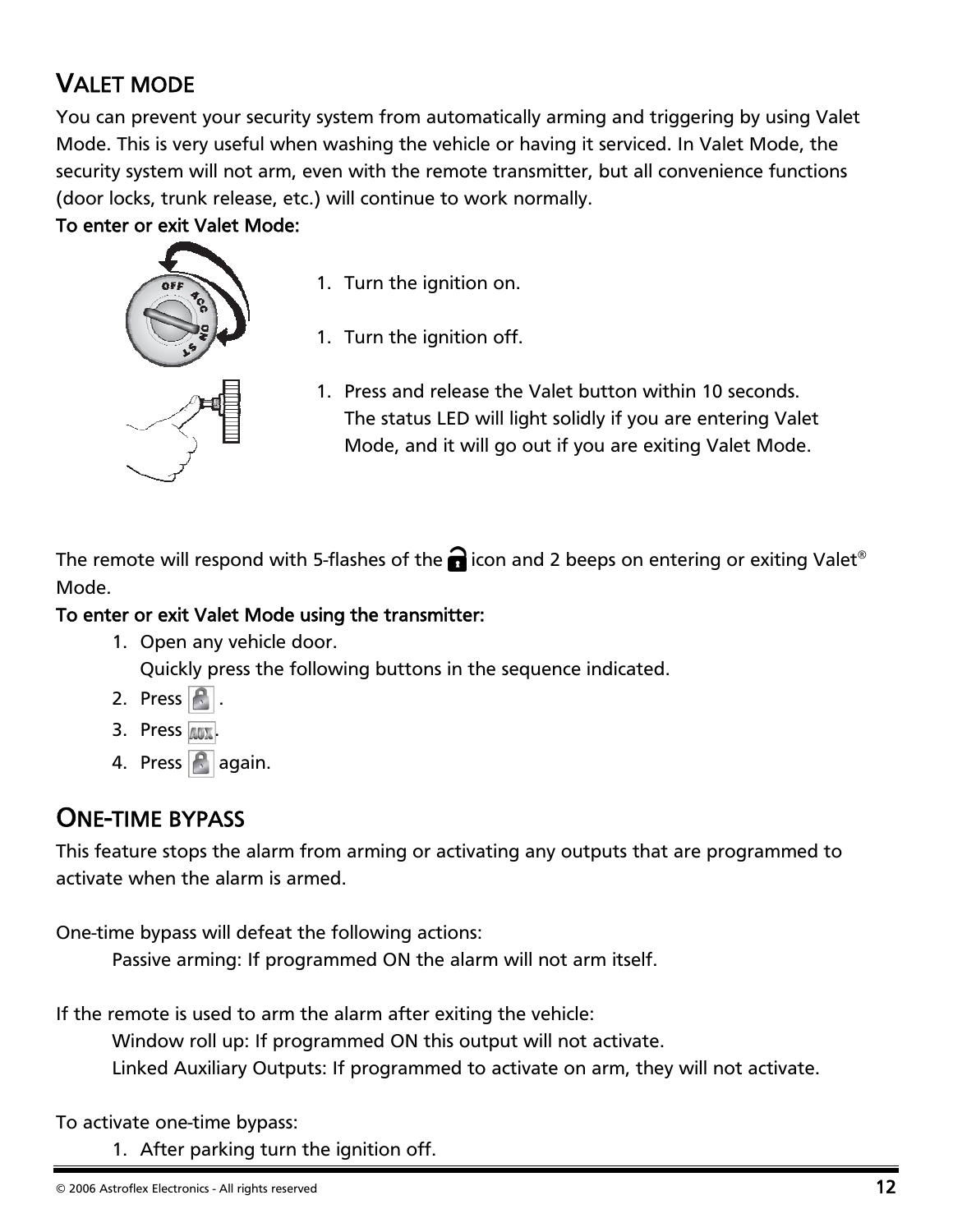## VALET MODE

You can prevent your security system from automatically arming and triggering by using Valet Mode. This is very useful when washing the vehicle or having it serviced. In Valet Mode, the security system will not arm, even with the remote transmitter, but all convenience functions (door locks, trunk release, etc.) will continue to work normally.

**To enter or exit Valet Mode:**

1. Turn the ignition on.

1. Turn the ignition off.

1. Press and release the Valet button within 10 seconds.
   The status LED will light solidly if you are entering Valet Mode, and it will go out if you are exiting Valet Mode.

The remote will respond with 5-flashes of the icon and 2 beeps on entering or exiting Valet® Mode.

**To enter or exit Valet Mode using the transmitter:**

1. Open any vehicle door.
   Quickly press the following buttons in the sequence indicated.
2. Press .
3. Press .
4. Press again.

## ONE-TIME BYPASS

This feature stops the alarm from arming or activating any outputs that are programmed to activate when the alarm is armed.

One-time bypass will defeat the following actions:

Passive arming: If programmed ON the alarm will not arm itself.

If the remote is used to arm the alarm after exiting the vehicle:

Window roll up: If programmed ON this output will not activate.
Linked Auxiliary Outputs: If programmed to activate on arm, they will not activate.

To activate one-time bypass:

1. After parking turn the ignition off.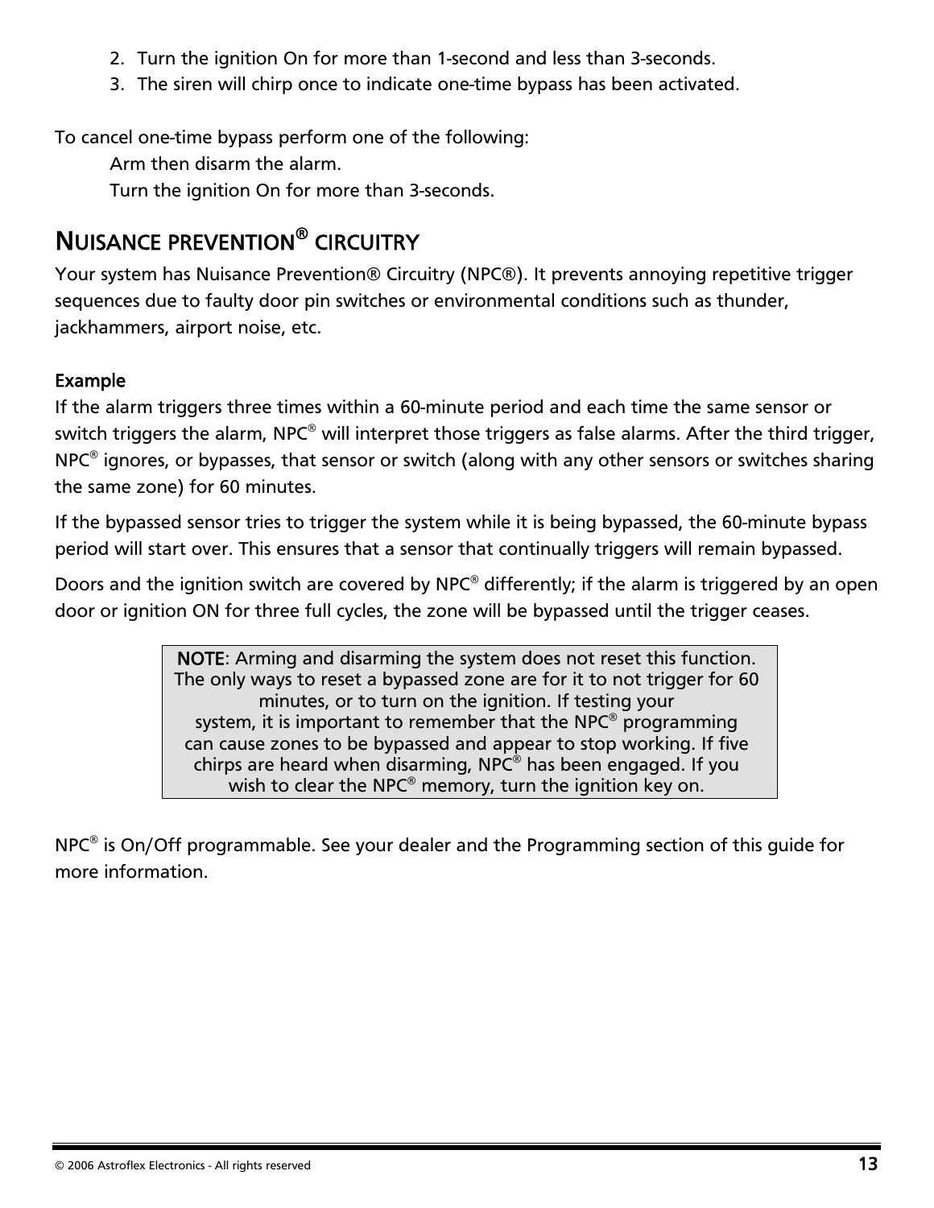2. Turn the ignition On for more than 1-second and less than 3-seconds.
3. The siren will chirp once to indicate one-time bypass has been activated.

To cancel one-time bypass perform one of the following:

Arm then disarm the alarm.

Turn the ignition On for more than 3-seconds.

## NUISANCE PREVENTION® CIRCUITRY

Your system has Nuisance Prevention® Circuitry (NPC®). It prevents annoying repetitive trigger sequences due to faulty door pin switches or environmental conditions such as thunder, jackhammers, airport noise, etc.

### Example

If the alarm triggers three times within a 60-minute period and each time the same sensor or switch triggers the alarm, NPC® will interpret those triggers as false alarms. After the third trigger, NPC® ignores, or bypasses, that sensor or switch (along with any other sensors or switches sharing the same zone) for 60 minutes.

If the bypassed sensor tries to trigger the system while it is being bypassed, the 60-minute bypass period will start over. This ensures that a sensor that continually triggers will remain bypassed.

Doors and the ignition switch are covered by NPC® differently; if the alarm is triggered by an open door or ignition ON for three full cycles, the zone will be bypassed until the trigger ceases.

> **NOTE**: Arming and disarming the system does not reset this function. The only ways to reset a bypassed zone are for it to not trigger for 60 minutes, or to turn on the ignition. If testing your system, it is important to remember that the NPC® programming can cause zones to be bypassed and appear to stop working. If five chirps are heard when disarming, NPC® has been engaged. If you wish to clear the NPC® memory, turn the ignition key on.

NPC® is On/Off programmable. See your dealer and the Programming section of this guide for more information.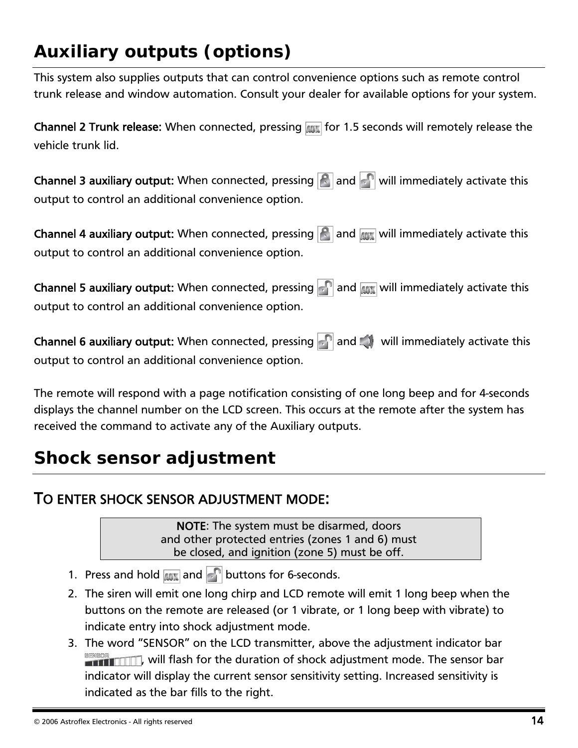# Auxiliary outputs (options)

This system also supplies outputs that can control convenience options such as remote control trunk release and window automation. Consult your dealer for available options for your system.

**Channel 2 Trunk release:** When connected, pressing [AUX] for 1.5 seconds will remotely release the vehicle trunk lid.

**Channel 3 auxiliary output:** When connected, pressing [LOCK] and [UNLOCK] will immediately activate this output to control an additional convenience option.

**Channel 4 auxiliary output:** When connected, pressing [LOCK] and [AUX] will immediately activate this output to control an additional convenience option.

**Channel 5 auxiliary output:** When connected, pressing [UNLOCK] and [AUX] will immediately activate this output to control an additional convenience option.

**Channel 6 auxiliary output:** When connected, pressing [UNLOCK] and [SIREN] will immediately activate this output to control an additional convenience option.

The remote will respond with a page notification consisting of one long beep and for 4-seconds displays the channel number on the LCD screen. This occurs at the remote after the system has received the command to activate any of the Auxiliary outputs.

# Shock sensor adjustment

## TO ENTER SHOCK SENSOR ADJUSTMENT MODE:

**NOTE**: The system must be disarmed, doors and other protected entries (zones 1 and 6) must be closed, and ignition (zone 5) must be off.

1. Press and hold [AUX] and [UNLOCK] buttons for 6-seconds.
2. The siren will emit one long chirp and LCD remote will emit 1 long beep when the buttons on the remote are released (or 1 vibrate, or 1 long beep with vibrate) to indicate entry into shock adjustment mode.
3. The word "SENSOR" on the LCD transmitter, above the adjustment indicator bar [SENSOR], will flash for the duration of shock adjustment mode. The sensor bar indicator will display the current sensor sensitivity setting. Increased sensitivity is indicated as the bar fills to the right.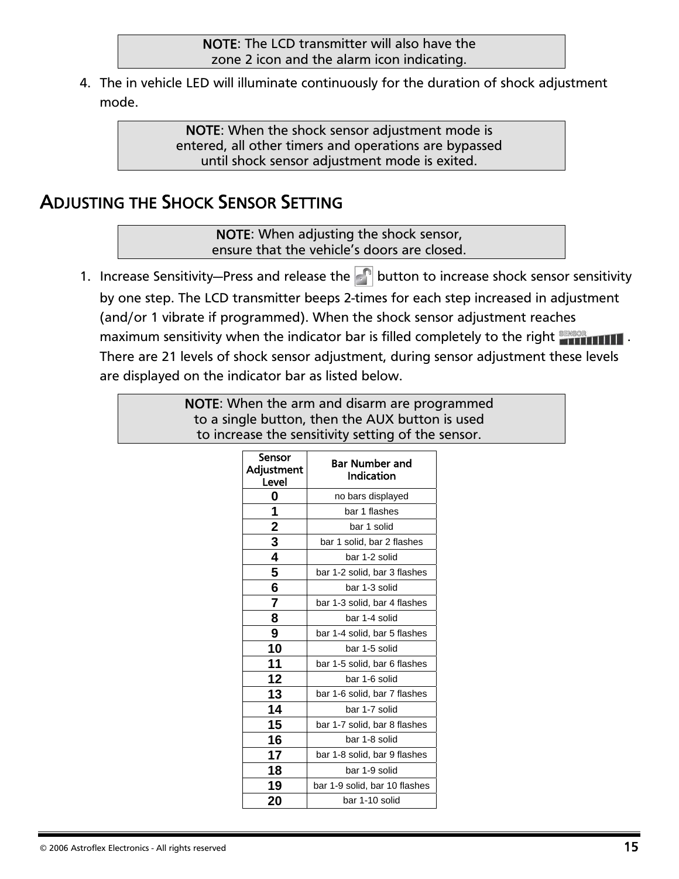> **NOTE**: The LCD transmitter will also have the zone 2 icon and the alarm icon indicating.

4. The in vehicle LED will illuminate continuously for the duration of shock adjustment mode.

> **NOTE**: When the shock sensor adjustment mode is entered, all other timers and operations are bypassed until shock sensor adjustment mode is exited.

## ADJUSTING THE SHOCK SENSOR SETTING

> **NOTE**: When adjusting the shock sensor, ensure that the vehicle's doors are closed.

1. Increase Sensitivity—Press and release the button to increase shock sensor sensitivity by one step. The LCD transmitter beeps 2-times for each step increased in adjustment (and/or 1 vibrate if programmed). When the shock sensor adjustment reaches maximum sensitivity when the indicator bar is filled completely to the right SENSOR . There are 21 levels of shock sensor adjustment, during sensor adjustment these levels are displayed on the indicator bar as listed below.

> **NOTE**: When the arm and disarm are programmed to a single button, then the AUX button is used to increase the sensitivity setting of the sensor.

| Sensor Adjustment Level | Bar Number and Indication |
|---|---|
| 0 | no bars displayed |
| 1 | bar 1 flashes |
| 2 | bar 1 solid |
| 3 | bar 1 solid, bar 2 flashes |
| 4 | bar 1-2 solid |
| 5 | bar 1-2 solid, bar 3 flashes |
| 6 | bar 1-3 solid |
| 7 | bar 1-3 solid, bar 4 flashes |
| 8 | bar 1-4 solid |
| 9 | bar 1-4 solid, bar 5 flashes |
| 10 | bar 1-5 solid |
| 11 | bar 1-5 solid, bar 6 flashes |
| 12 | bar 1-6 solid |
| 13 | bar 1-6 solid, bar 7 flashes |
| 14 | bar 1-7 solid |
| 15 | bar 1-7 solid, bar 8 flashes |
| 16 | bar 1-8 solid |
| 17 | bar 1-8 solid, bar 9 flashes |
| 18 | bar 1-9 solid |
| 19 | bar 1-9 solid, bar 10 flashes |
| 20 | bar 1-10 solid |

© 2006 Astroflex Electronics - All rights reserved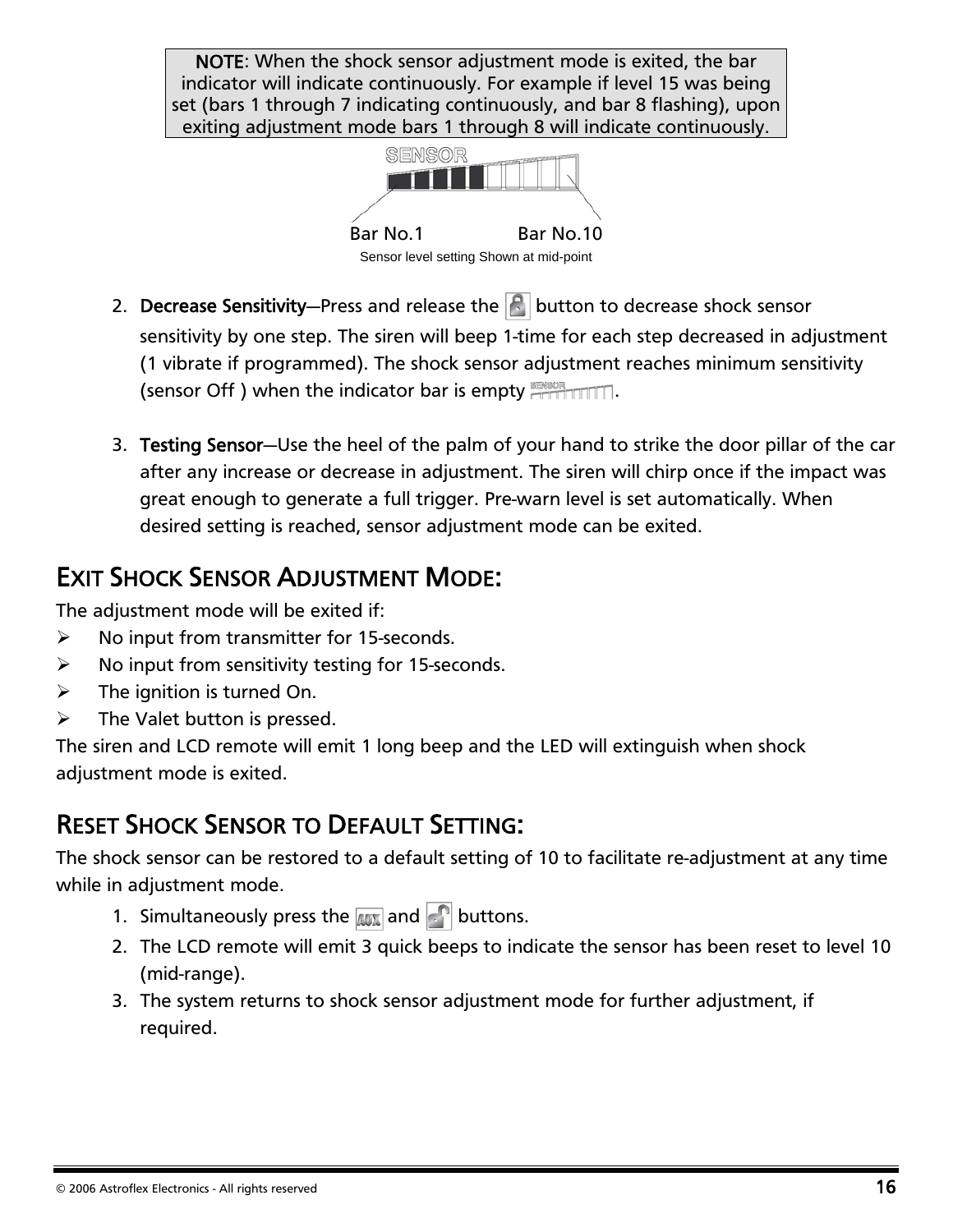**NOTE**: When the shock sensor adjustment mode is exited, the bar indicator will indicate continuously. For example if level 15 was being set (bars 1 through 7 indicating continuously, and bar 8 flashing), upon exiting adjustment mode bars 1 through 8 will indicate continuously.

SENSOR

Bar No.1 Bar No.10

Sensor level setting Shown at mid-point

2. **Decrease Sensitivity**—Press and release the button to decrease shock sensor sensitivity by one step. The siren will beep 1-time for each step decreased in adjustment (1 vibrate if programmed). The shock sensor adjustment reaches minimum sensitivity (sensor Off ) when the indicator bar is empty.

3. **Testing Sensor**—Use the heel of the palm of your hand to strike the door pillar of the car after any increase or decrease in adjustment. The siren will chirp once if the impact was great enough to generate a full trigger. Pre-warn level is set automatically. When desired setting is reached, sensor adjustment mode can be exited.

## EXIT SHOCK SENSOR ADJUSTMENT MODE:

The adjustment mode will be exited if:

- No input from transmitter for 15-seconds.
- No input from sensitivity testing for 15-seconds.
- The ignition is turned On.
- The Valet button is pressed.

The siren and LCD remote will emit 1 long beep and the LED will extinguish when shock adjustment mode is exited.

## RESET SHOCK SENSOR TO DEFAULT SETTING:

The shock sensor can be restored to a default setting of 10 to facilitate re-adjustment at any time while in adjustment mode.

1. Simultaneously press the AUX and buttons.
2. The LCD remote will emit 3 quick beeps to indicate the sensor has been reset to level 10 (mid-range).
3. The system returns to shock sensor adjustment mode for further adjustment, if required.

© 2006 Astroflex Electronics - All rights reserved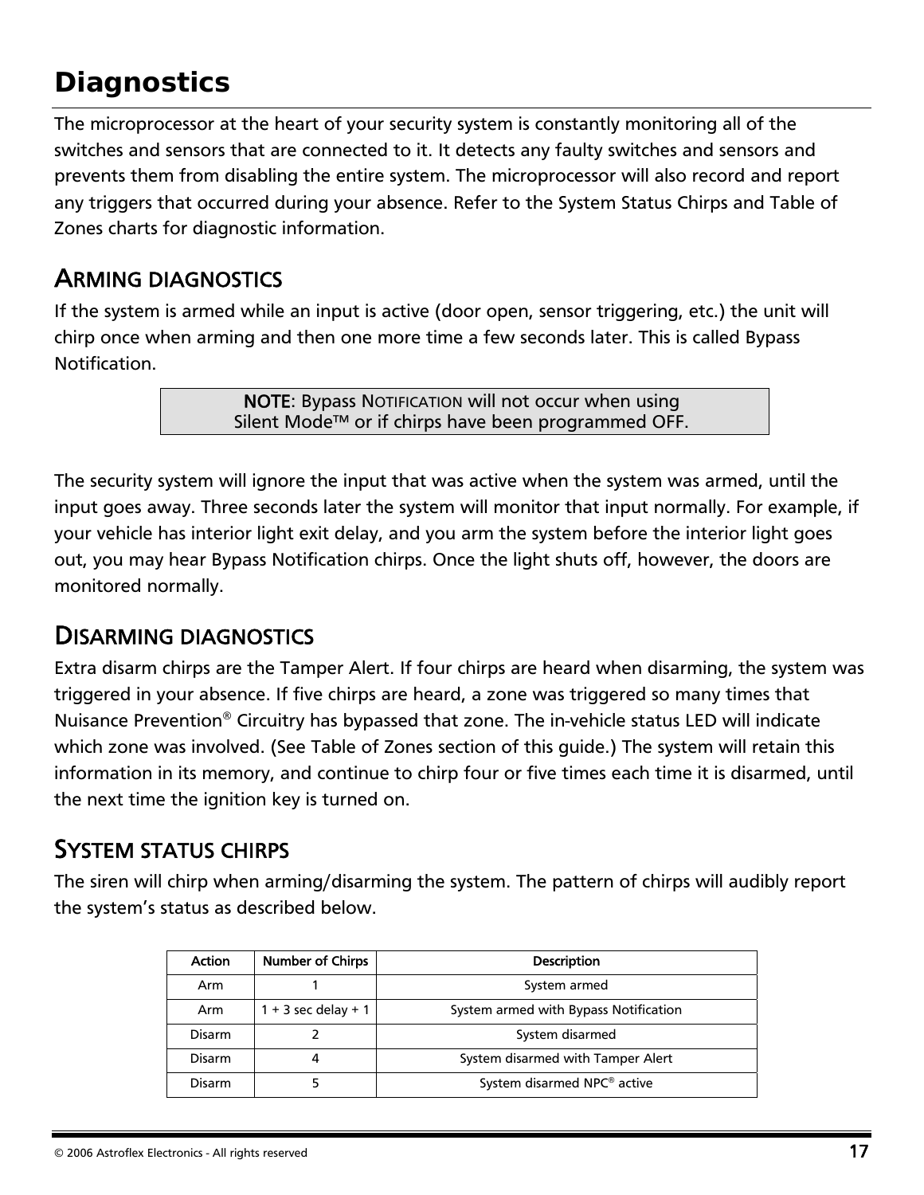# Diagnostics

The microprocessor at the heart of your security system is constantly monitoring all of the switches and sensors that are connected to it. It detects any faulty switches and sensors and prevents them from disabling the entire system. The microprocessor will also record and report any triggers that occurred during your absence. Refer to the System Status Chirps and Table of Zones charts for diagnostic information.

## Arming diagnostics

If the system is armed while an input is active (door open, sensor triggering, etc.) the unit will chirp once when arming and then one more time a few seconds later. This is called Bypass Notification.

> **NOTE**: Bypass Notification will not occur when using Silent Mode™ or if chirps have been programmed OFF.

The security system will ignore the input that was active when the system was armed, until the input goes away. Three seconds later the system will monitor that input normally. For example, if your vehicle has interior light exit delay, and you arm the system before the interior light goes out, you may hear Bypass Notification chirps. Once the light shuts off, however, the doors are monitored normally.

## Disarming diagnostics

Extra disarm chirps are the Tamper Alert. If four chirps are heard when disarming, the system was triggered in your absence. If five chirps are heard, a zone was triggered so many times that Nuisance Prevention® Circuitry has bypassed that zone. The in-vehicle status LED will indicate which zone was involved. (See Table of Zones section of this guide.) The system will retain this information in its memory, and continue to chirp four or five times each time it is disarmed, until the next time the ignition key is turned on.

## System status chirps

The siren will chirp when arming/disarming the system. The pattern of chirps will audibly report the system's status as described below.

| Action | Number of Chirps | Description |
|---|---|---|
| Arm | 1 | System armed |
| Arm | 1 + 3 sec delay + 1 | System armed with Bypass Notification |
| Disarm | 2 | System disarmed |
| Disarm | 4 | System disarmed with Tamper Alert |
| Disarm | 5 | System disarmed NPC® active |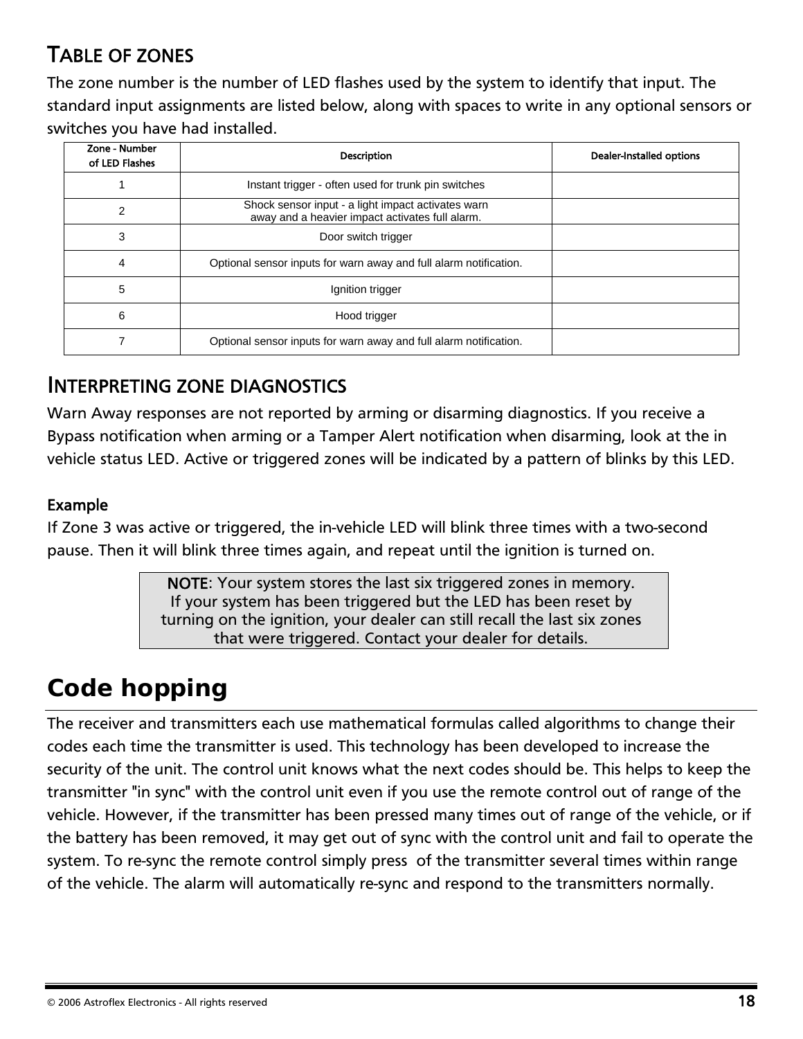## TABLE OF ZONES

The zone number is the number of LED flashes used by the system to identify that input. The standard input assignments are listed below, along with spaces to write in any optional sensors or switches you have had installed.

| Zone - Number of LED Flashes | Description | Dealer-Installed options |
|---|---|---|
| 1 | Instant trigger - often used for trunk pin switches | |
| 2 | Shock sensor input - a light impact activates warn away and a heavier impact activates full alarm. | |
| 3 | Door switch trigger | |
| 4 | Optional sensor inputs for warn away and full alarm notification. | |
| 5 | Ignition trigger | |
| 6 | Hood trigger | |
| 7 | Optional sensor inputs for warn away and full alarm notification. | |

## INTERPRETING ZONE DIAGNOSTICS

Warn Away responses are not reported by arming or disarming diagnostics. If you receive a Bypass notification when arming or a Tamper Alert notification when disarming, look at the in vehicle status LED. Active or triggered zones will be indicated by a pattern of blinks by this LED.

### Example

If Zone 3 was active or triggered, the in-vehicle LED will blink three times with a two-second pause. Then it will blink three times again, and repeat until the ignition is turned on.

> **NOTE**: Your system stores the last six triggered zones in memory. If your system has been triggered but the LED has been reset by turning on the ignition, your dealer can still recall the last six zones that were triggered. Contact your dealer for details.

# Code hopping

The receiver and transmitters each use mathematical formulas called algorithms to change their codes each time the transmitter is used. This technology has been developed to increase the security of the unit. The control unit knows what the next codes should be. This helps to keep the transmitter "in sync" with the control unit even if you use the remote control out of range of the vehicle. However, if the transmitter has been pressed many times out of range of the vehicle, or if the battery has been removed, it may get out of sync with the control unit and fail to operate the system. To re-sync the remote control simply press  of the transmitter several times within range of the vehicle. The alarm will automatically re-sync and respond to the transmitters normally.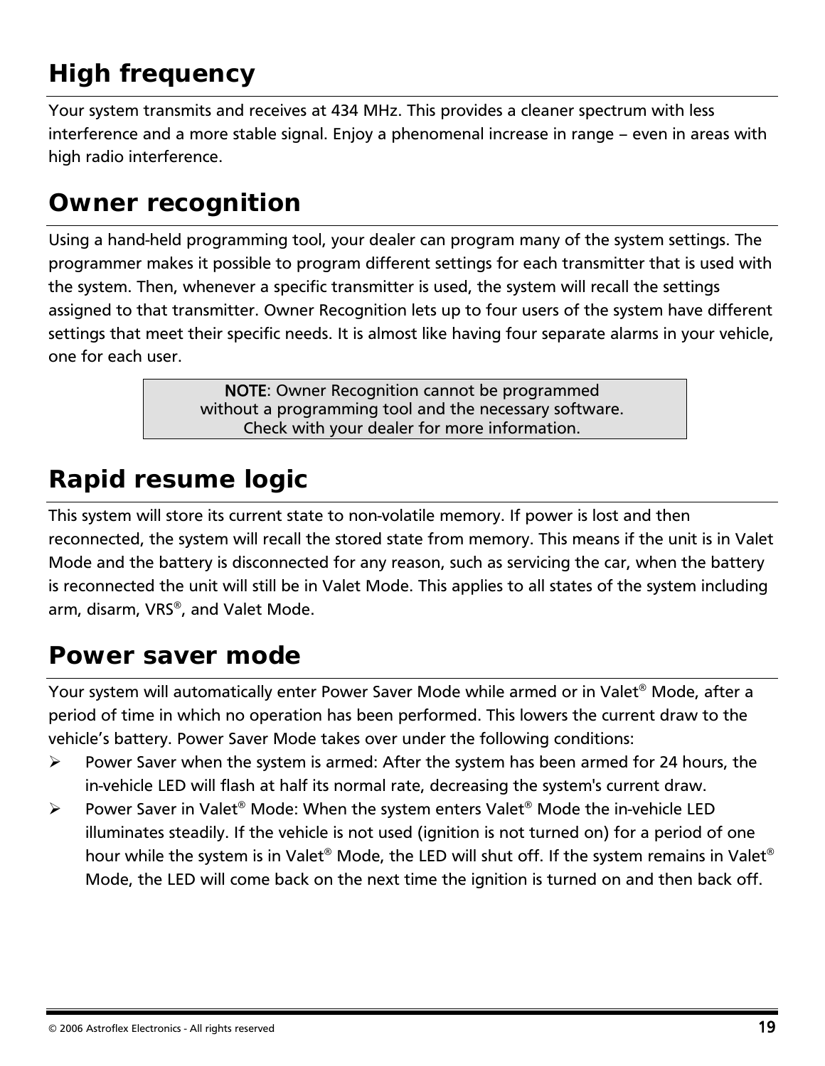## High frequency

Your system transmits and receives at 434 MHz. This provides a cleaner spectrum with less interference and a more stable signal. Enjoy a phenomenal increase in range – even in areas with high radio interference.

## Owner recognition

Using a hand-held programming tool, your dealer can program many of the system settings. The programmer makes it possible to program different settings for each transmitter that is used with the system. Then, whenever a specific transmitter is used, the system will recall the settings assigned to that transmitter. Owner Recognition lets up to four users of the system have different settings that meet their specific needs. It is almost like having four separate alarms in your vehicle, one for each user.

> **NOTE**: Owner Recognition cannot be programmed without a programming tool and the necessary software. Check with your dealer for more information.

## Rapid resume logic

This system will store its current state to non-volatile memory. If power is lost and then reconnected, the system will recall the stored state from memory. This means if the unit is in Valet Mode and the battery is disconnected for any reason, such as servicing the car, when the battery is reconnected the unit will still be in Valet Mode. This applies to all states of the system including arm, disarm, VRS®, and Valet Mode.

## Power saver mode

Your system will automatically enter Power Saver Mode while armed or in Valet® Mode, after a period of time in which no operation has been performed. This lowers the current draw to the vehicle's battery. Power Saver Mode takes over under the following conditions:

- Power Saver when the system is armed: After the system has been armed for 24 hours, the in-vehicle LED will flash at half its normal rate, decreasing the system's current draw.
- Power Saver in Valet® Mode: When the system enters Valet® Mode the in-vehicle LED illuminates steadily. If the vehicle is not used (ignition is not turned on) for a period of one hour while the system is in Valet® Mode, the LED will shut off. If the system remains in Valet® Mode, the LED will come back on the next time the ignition is turned on and then back off.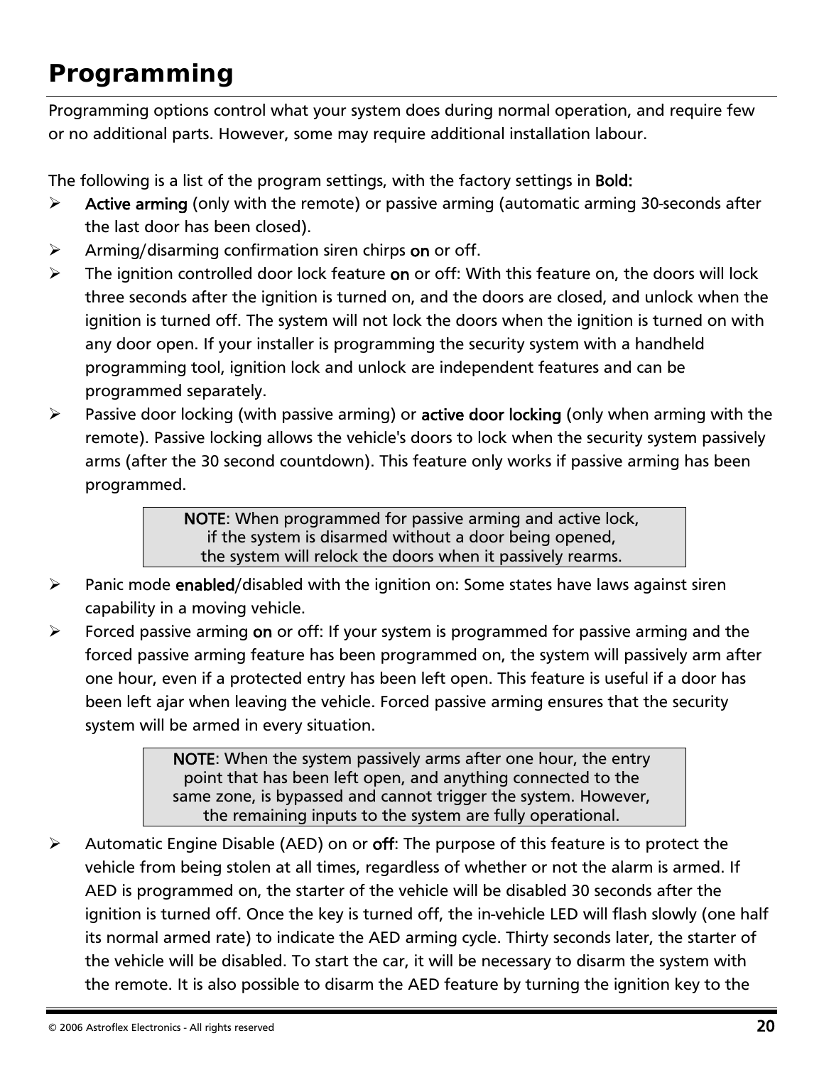# Programming

Programming options control what your system does during normal operation, and require few or no additional parts. However, some may require additional installation labour.

The following is a list of the program settings, with the factory settings in **Bold:**

- **Active arming** (only with the remote) or passive arming (automatic arming 30-seconds after the last door has been closed).
- Arming/disarming confirmation siren chirps **on** or off.
- The ignition controlled door lock feature **on** or off: With this feature on, the doors will lock three seconds after the ignition is turned on, and the doors are closed, and unlock when the ignition is turned off. The system will not lock the doors when the ignition is turned on with any door open. If your installer is programming the security system with a handheld programming tool, ignition lock and unlock are independent features and can be programmed separately.
- Passive door locking (with passive arming) or **active door locking** (only when arming with the remote). Passive locking allows the vehicle's doors to lock when the security system passively arms (after the 30 second countdown). This feature only works if passive arming has been programmed.

> **NOTE**: When programmed for passive arming and active lock, if the system is disarmed without a door being opened, the system will relock the doors when it passively rearms.

- Panic mode **enabled**/disabled with the ignition on: Some states have laws against siren capability in a moving vehicle.
- Forced passive arming **on** or off: If your system is programmed for passive arming and the forced passive arming feature has been programmed on, the system will passively arm after one hour, even if a protected entry has been left open. This feature is useful if a door has been left ajar when leaving the vehicle. Forced passive arming ensures that the security system will be armed in every situation.

> **NOTE**: When the system passively arms after one hour, the entry point that has been left open, and anything connected to the same zone, is bypassed and cannot trigger the system. However, the remaining inputs to the system are fully operational.

- Automatic Engine Disable (AED) on or **off**: The purpose of this feature is to protect the vehicle from being stolen at all times, regardless of whether or not the alarm is armed. If AED is programmed on, the starter of the vehicle will be disabled 30 seconds after the ignition is turned off. Once the key is turned off, the in-vehicle LED will flash slowly (one half its normal armed rate) to indicate the AED arming cycle. Thirty seconds later, the starter of the vehicle will be disabled. To start the car, it will be necessary to disarm the system with the remote. It is also possible to disarm the AED feature by turning the ignition key to the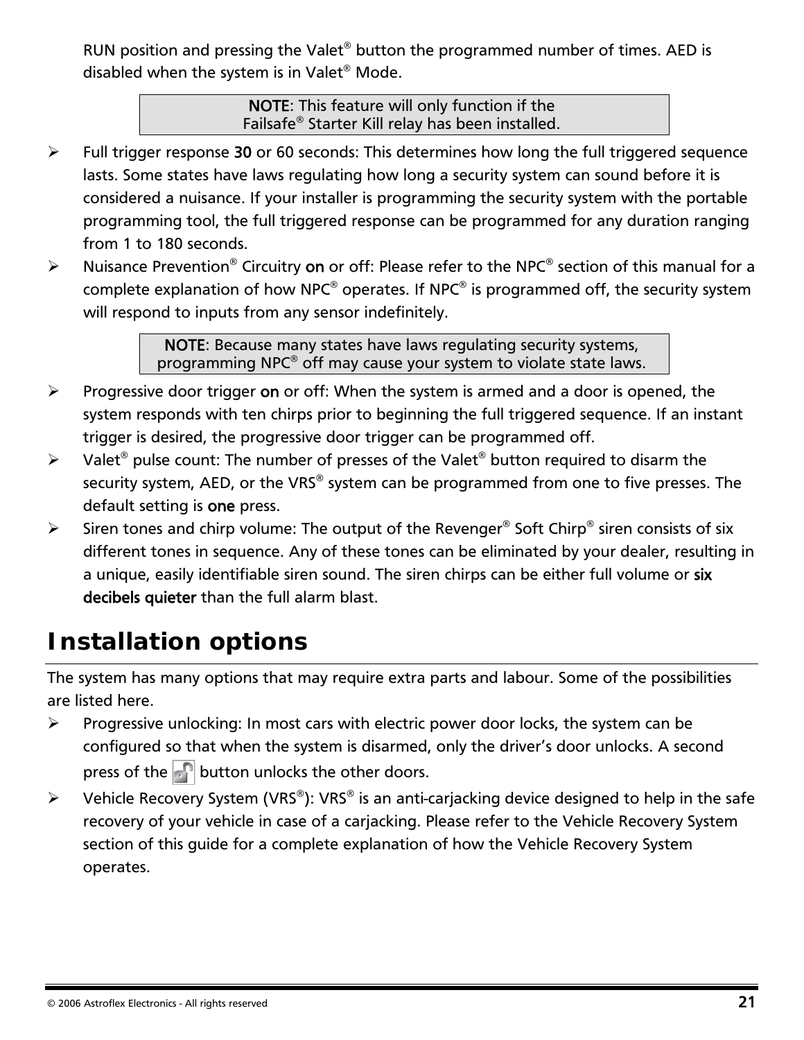RUN position and pressing the Valet® button the programmed number of times. AED is disabled when the system is in Valet® Mode.

> **NOTE**: This feature will only function if the Failsafe® Starter Kill relay has been installed.

- Full trigger response **30** or 60 seconds: This determines how long the full triggered sequence lasts. Some states have laws regulating how long a security system can sound before it is considered a nuisance. If your installer is programming the security system with the portable programming tool, the full triggered response can be programmed for any duration ranging from 1 to 180 seconds.
- Nuisance Prevention® Circuitry **on** or off: Please refer to the NPC® section of this manual for a complete explanation of how NPC® operates. If NPC® is programmed off, the security system will respond to inputs from any sensor indefinitely.

> **NOTE**: Because many states have laws regulating security systems, programming NPC® off may cause your system to violate state laws.

- Progressive door trigger **on** or off: When the system is armed and a door is opened, the system responds with ten chirps prior to beginning the full triggered sequence. If an instant trigger is desired, the progressive door trigger can be programmed off.
- Valet® pulse count: The number of presses of the Valet® button required to disarm the security system, AED, or the VRS® system can be programmed from one to five presses. The default setting is **one** press.
- Siren tones and chirp volume: The output of the Revenger® Soft Chirp® siren consists of six different tones in sequence. Any of these tones can be eliminated by your dealer, resulting in a unique, easily identifiable siren sound. The siren chirps can be either full volume or **six decibels quieter** than the full alarm blast.

# Installation options

The system has many options that may require extra parts and labour. Some of the possibilities are listed here.

- Progressive unlocking: In most cars with electric power door locks, the system can be configured so that when the system is disarmed, only the driver's door unlocks. A second press of the button unlocks the other doors.
- Vehicle Recovery System (VRS®): VRS® is an anti-carjacking device designed to help in the safe recovery of your vehicle in case of a carjacking. Please refer to the Vehicle Recovery System section of this guide for a complete explanation of how the Vehicle Recovery System operates.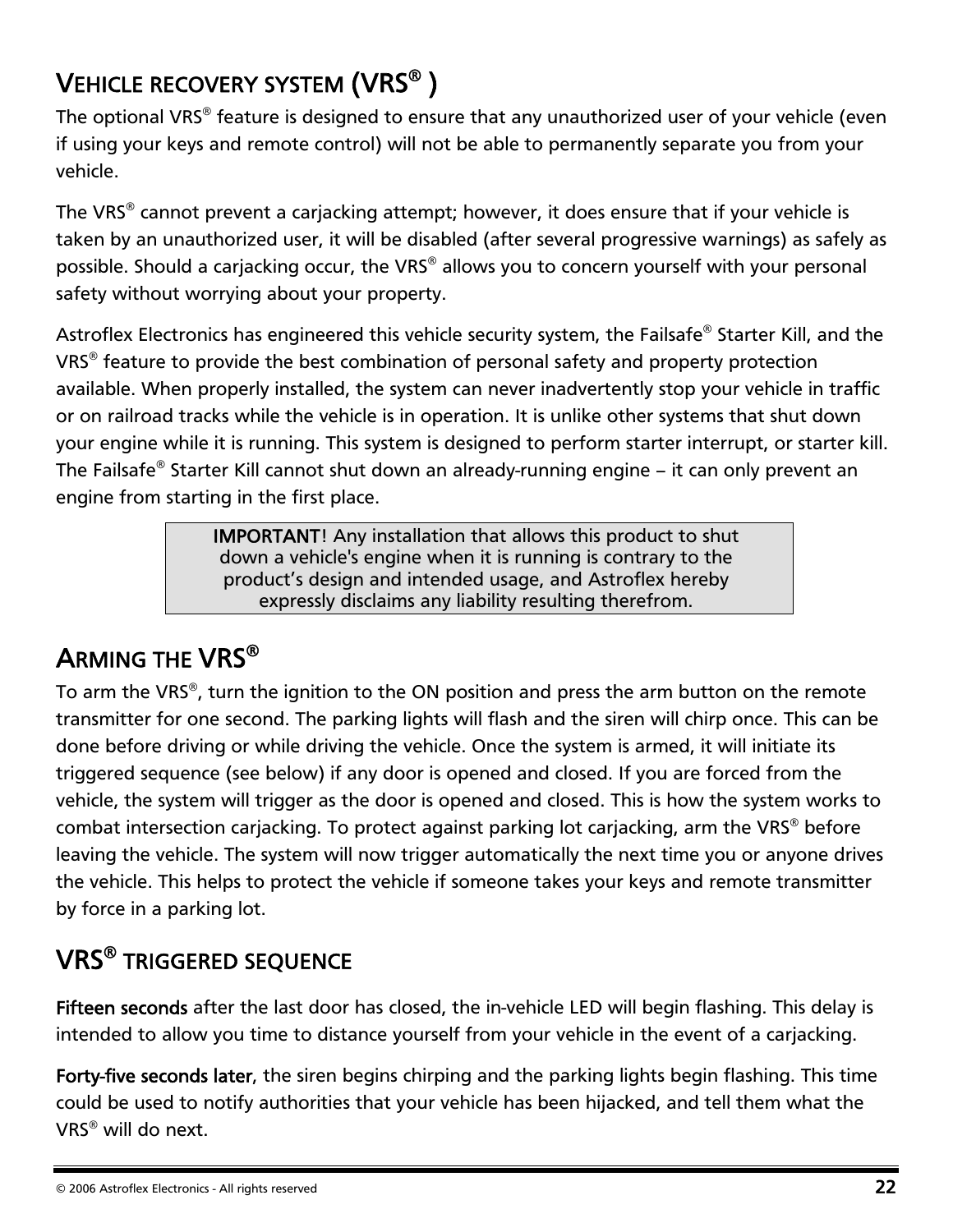## VEHICLE RECOVERY SYSTEM (VRS® )

The optional VRS® feature is designed to ensure that any unauthorized user of your vehicle (even if using your keys and remote control) will not be able to permanently separate you from your vehicle.

The VRS® cannot prevent a carjacking attempt; however, it does ensure that if your vehicle is taken by an unauthorized user, it will be disabled (after several progressive warnings) as safely as possible. Should a carjacking occur, the VRS® allows you to concern yourself with your personal safety without worrying about your property.

Astroflex Electronics has engineered this vehicle security system, the Failsafe® Starter Kill, and the VRS® feature to provide the best combination of personal safety and property protection available. When properly installed, the system can never inadvertently stop your vehicle in traffic or on railroad tracks while the vehicle is in operation. It is unlike other systems that shut down your engine while it is running. This system is designed to perform starter interrupt, or starter kill. The Failsafe® Starter Kill cannot shut down an already-running engine – it can only prevent an engine from starting in the first place.

| **IMPORTANT**! Any installation that allows this product to shut down a vehicle's engine when it is running is contrary to the product's design and intended usage, and Astroflex hereby expressly disclaims any liability resulting therefrom. |
|---|

## ARMING THE VRS®

To arm the VRS®, turn the ignition to the ON position and press the arm button on the remote transmitter for one second. The parking lights will flash and the siren will chirp once. This can be done before driving or while driving the vehicle. Once the system is armed, it will initiate its triggered sequence (see below) if any door is opened and closed. If you are forced from the vehicle, the system will trigger as the door is opened and closed. This is how the system works to combat intersection carjacking. To protect against parking lot carjacking, arm the VRS® before leaving the vehicle. The system will now trigger automatically the next time you or anyone drives the vehicle. This helps to protect the vehicle if someone takes your keys and remote transmitter by force in a parking lot.

## VRS® TRIGGERED SEQUENCE

**Fifteen seconds** after the last door has closed, the in-vehicle LED will begin flashing. This delay is intended to allow you time to distance yourself from your vehicle in the event of a carjacking.

**Forty-five seconds later**, the siren begins chirping and the parking lights begin flashing. This time could be used to notify authorities that your vehicle has been hijacked, and tell them what the VRS® will do next.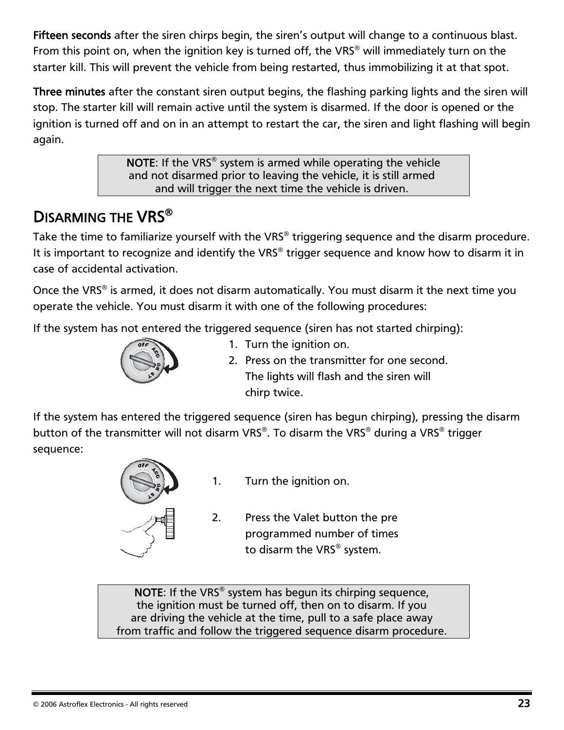**Fifteen seconds** after the siren chirps begin, the siren's output will change to a continuous blast. From this point on, when the ignition key is turned off, the VRS® will immediately turn on the starter kill. This will prevent the vehicle from being restarted, thus immobilizing it at that spot.

**Three minutes** after the constant siren output begins, the flashing parking lights and the siren will stop. The starter kill will remain active until the system is disarmed. If the door is opened or the ignition is turned off and on in an attempt to restart the car, the siren and light flashing will begin again.

> **NOTE**: If the VRS® system is armed while operating the vehicle and not disarmed prior to leaving the vehicle, it is still armed and will trigger the next time the vehicle is driven.

## DISARMING THE VRS®

Take the time to familiarize yourself with the VRS® triggering sequence and the disarm procedure. It is important to recognize and identify the VRS® trigger sequence and know how to disarm it in case of accidental activation.

Once the VRS® is armed, it does not disarm automatically. You must disarm it the next time you operate the vehicle. You must disarm it with one of the following procedures:

If the system has not entered the triggered sequence (siren has not started chirping):

1. Turn the ignition on.
2. Press on the transmitter for one second. The lights will flash and the siren will chirp twice.

If the system has entered the triggered sequence (siren has begun chirping), pressing the disarm button of the transmitter will not disarm VRS®. To disarm the VRS® during a VRS® trigger sequence:

1. Turn the ignition on.
2. Press the Valet button the pre programmed number of times to disarm the VRS® system.

> **NOTE**: If the VRS® system has begun its chirping sequence, the ignition must be turned off, then on to disarm. If you are driving the vehicle at the time, pull to a safe place away from traffic and follow the triggered sequence disarm procedure.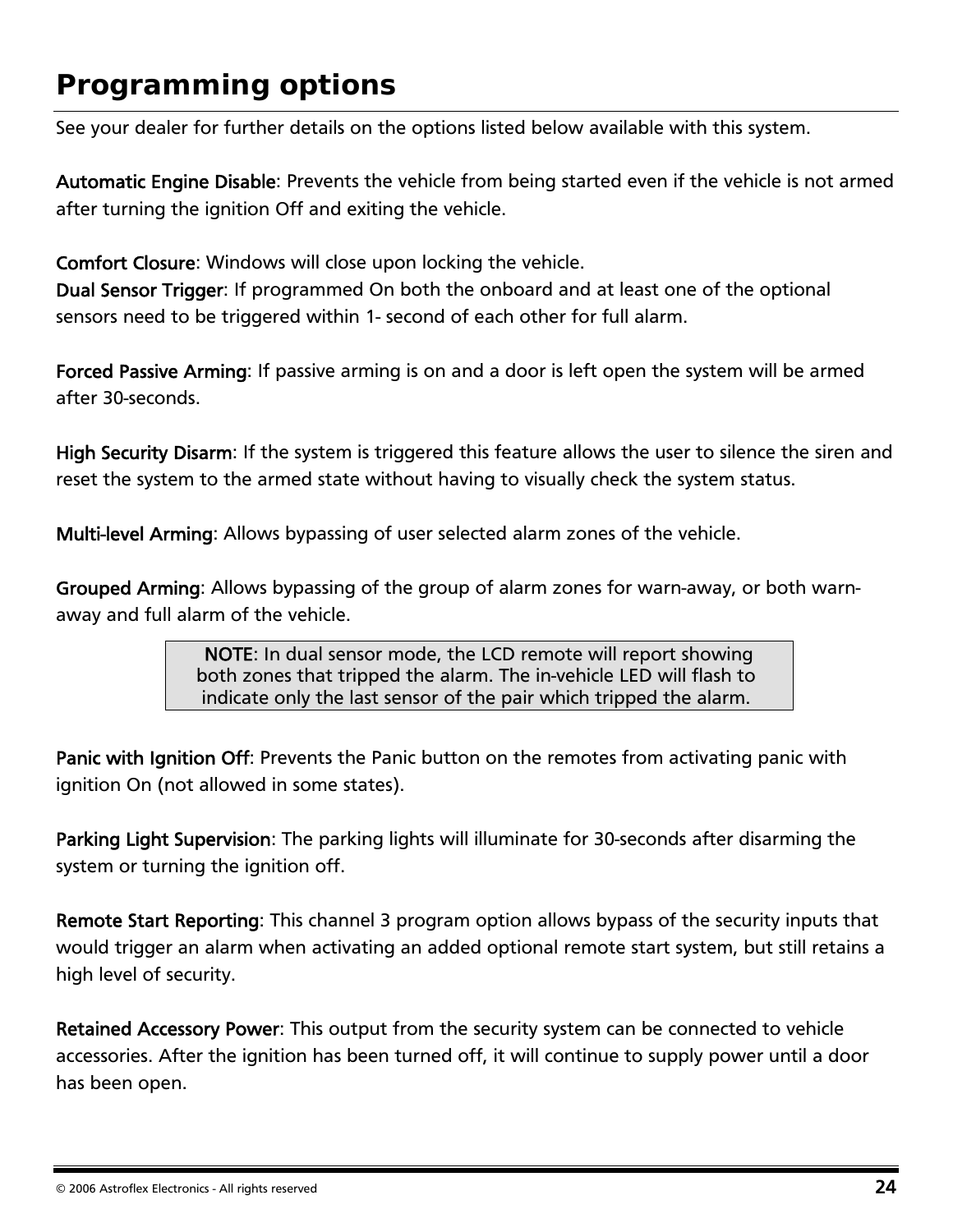# Programming options

See your dealer for further details on the options listed below available with this system.

**Automatic Engine Disable**: Prevents the vehicle from being started even if the vehicle is not armed after turning the ignition Off and exiting the vehicle.

**Comfort Closure**: Windows will close upon locking the vehicle.
**Dual Sensor Trigger**: If programmed On both the onboard and at least one of the optional sensors need to be triggered within 1- second of each other for full alarm.

**Forced Passive Arming**: If passive arming is on and a door is left open the system will be armed after 30-seconds.

**High Security Disarm**: If the system is triggered this feature allows the user to silence the siren and reset the system to the armed state without having to visually check the system status.

**Multi-level Arming**: Allows bypassing of user selected alarm zones of the vehicle.

**Grouped Arming**: Allows bypassing of the group of alarm zones for warn-away, or both warn-away and full alarm of the vehicle.

> **NOTE**: In dual sensor mode, the LCD remote will report showing both zones that tripped the alarm. The in-vehicle LED will flash to indicate only the last sensor of the pair which tripped the alarm.

**Panic with Ignition Off**: Prevents the Panic button on the remotes from activating panic with ignition On (not allowed in some states).

**Parking Light Supervision**: The parking lights will illuminate for 30-seconds after disarming the system or turning the ignition off.

**Remote Start Reporting**: This channel 3 program option allows bypass of the security inputs that would trigger an alarm when activating an added optional remote start system, but still retains a high level of security.

**Retained Accessory Power**: This output from the security system can be connected to vehicle accessories. After the ignition has been turned off, it will continue to supply power until a door has been open.

© 2006 Astroflex Electronics - All rights reserved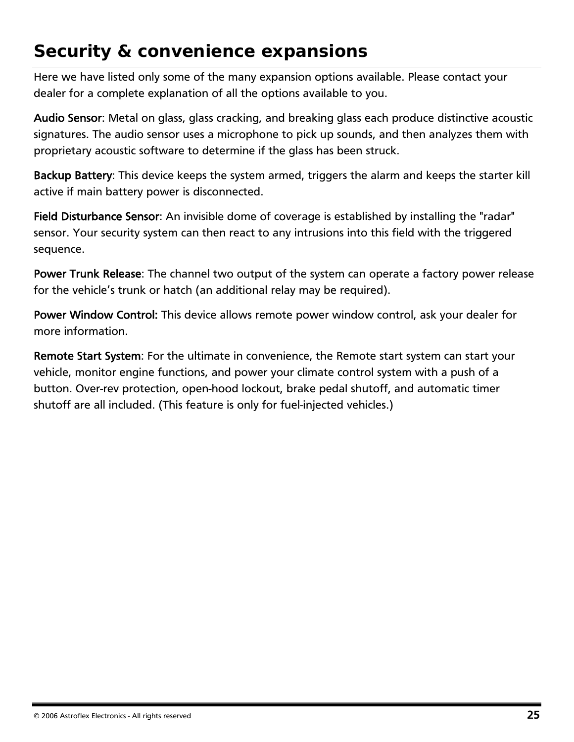# Security & convenience expansions

Here we have listed only some of the many expansion options available. Please contact your dealer for a complete explanation of all the options available to you.

**Audio Sensor**: Metal on glass, glass cracking, and breaking glass each produce distinctive acoustic signatures. The audio sensor uses a microphone to pick up sounds, and then analyzes them with proprietary acoustic software to determine if the glass has been struck.

**Backup Battery**: This device keeps the system armed, triggers the alarm and keeps the starter kill active if main battery power is disconnected.

**Field Disturbance Sensor**: An invisible dome of coverage is established by installing the "radar" sensor. Your security system can then react to any intrusions into this field with the triggered sequence.

**Power Trunk Release**: The channel two output of the system can operate a factory power release for the vehicle's trunk or hatch (an additional relay may be required).

**Power Window Control:** This device allows remote power window control, ask your dealer for more information.

**Remote Start System**: For the ultimate in convenience, the Remote start system can start your vehicle, monitor engine functions, and power your climate control system with a push of a button. Over-rev protection, open-hood lockout, brake pedal shutoff, and automatic timer shutoff are all included. (This feature is only for fuel-injected vehicles.)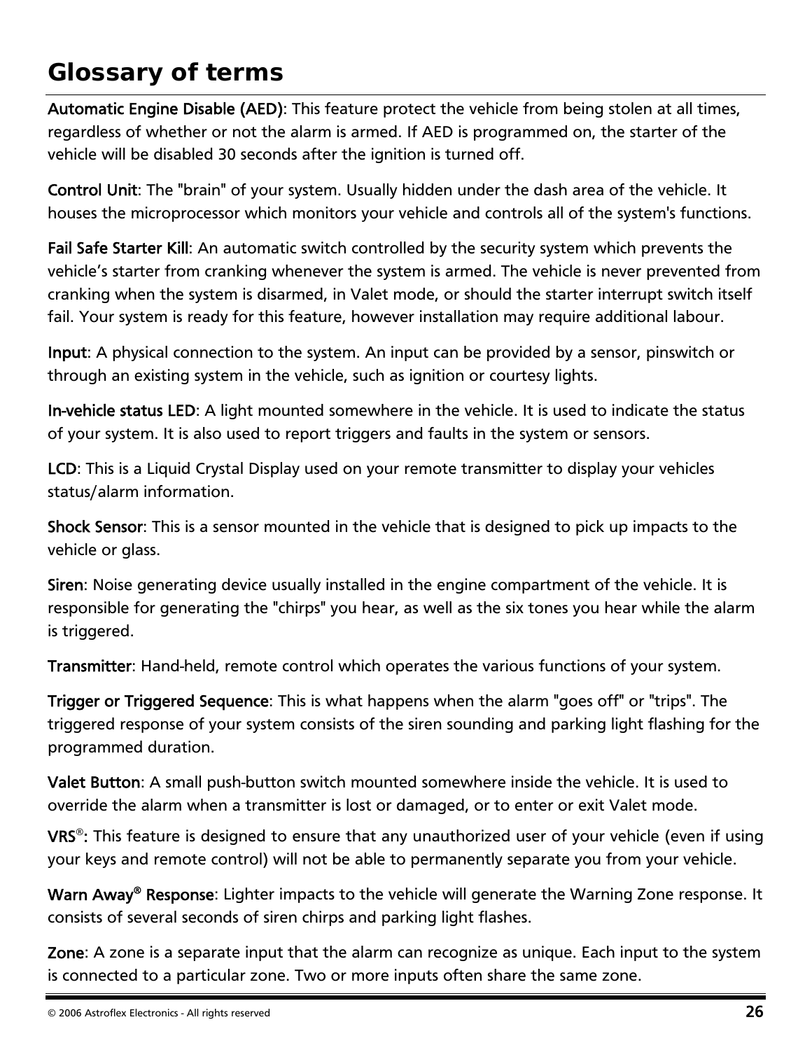# Glossary of terms

**Automatic Engine Disable (AED)**: This feature protect the vehicle from being stolen at all times, regardless of whether or not the alarm is armed. If AED is programmed on, the starter of the vehicle will be disabled 30 seconds after the ignition is turned off.

**Control Unit**: The "brain" of your system. Usually hidden under the dash area of the vehicle. It houses the microprocessor which monitors your vehicle and controls all of the system's functions.

**Fail Safe Starter Kill**: An automatic switch controlled by the security system which prevents the vehicle's starter from cranking whenever the system is armed. The vehicle is never prevented from cranking when the system is disarmed, in Valet mode, or should the starter interrupt switch itself fail. Your system is ready for this feature, however installation may require additional labour.

**Input**: A physical connection to the system. An input can be provided by a sensor, pinswitch or through an existing system in the vehicle, such as ignition or courtesy lights.

**In-vehicle status LED**: A light mounted somewhere in the vehicle. It is used to indicate the status of your system. It is also used to report triggers and faults in the system or sensors.

**LCD**: This is a Liquid Crystal Display used on your remote transmitter to display your vehicles status/alarm information.

**Shock Sensor**: This is a sensor mounted in the vehicle that is designed to pick up impacts to the vehicle or glass.

**Siren**: Noise generating device usually installed in the engine compartment of the vehicle. It is responsible for generating the "chirps" you hear, as well as the six tones you hear while the alarm is triggered.

**Transmitter**: Hand-held, remote control which operates the various functions of your system.

**Trigger or Triggered Sequence**: This is what happens when the alarm "goes off" or "trips". The triggered response of your system consists of the siren sounding and parking light flashing for the programmed duration.

**Valet Button**: A small push-button switch mounted somewhere inside the vehicle. It is used to override the alarm when a transmitter is lost or damaged, or to enter or exit Valet mode.

**VRS®**: This feature is designed to ensure that any unauthorized user of your vehicle (even if using your keys and remote control) will not be able to permanently separate you from your vehicle.

**Warn Away® Response**: Lighter impacts to the vehicle will generate the Warning Zone response. It consists of several seconds of siren chirps and parking light flashes.

**Zone**: A zone is a separate input that the alarm can recognize as unique. Each input to the system is connected to a particular zone. Two or more inputs often share the same zone.

© 2006 Astroflex Electronics - All rights reserved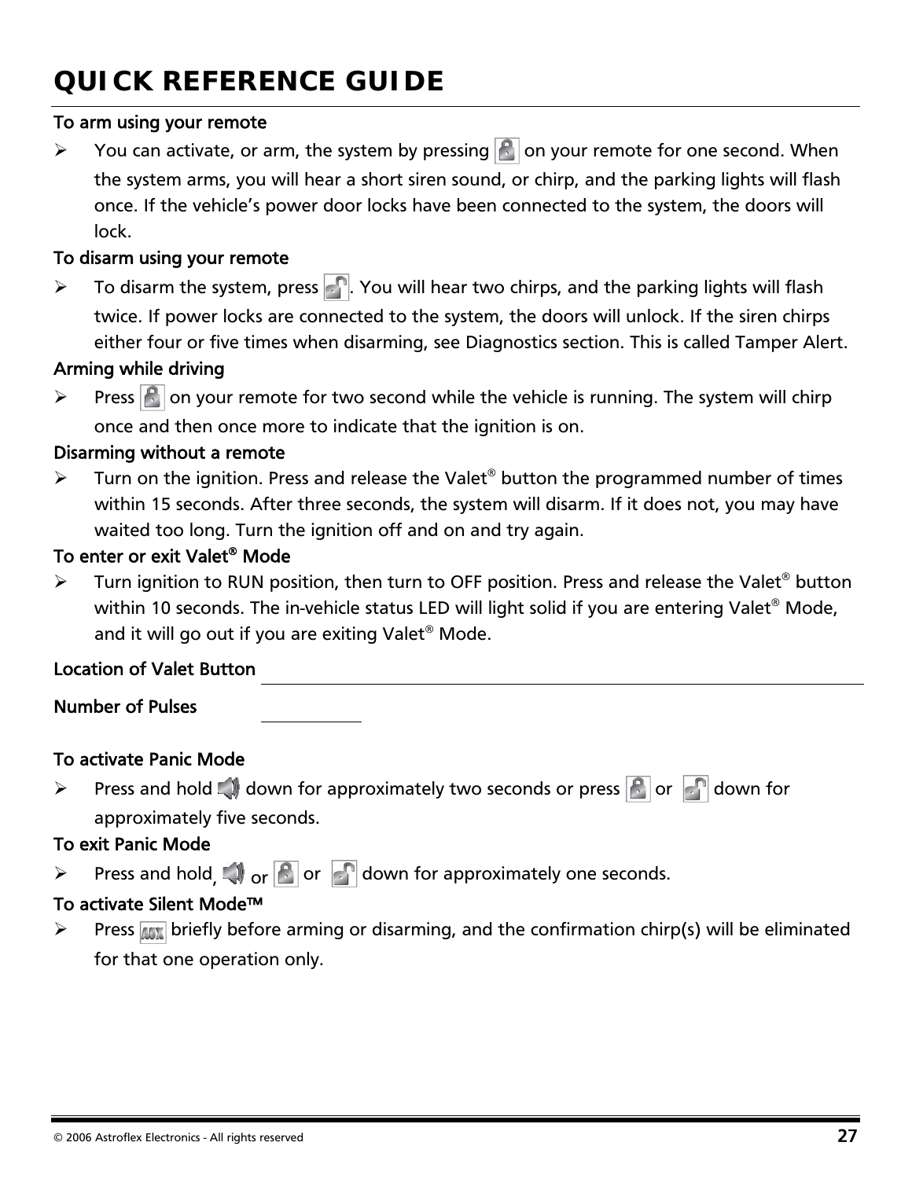# QUICK REFERENCE GUIDE

**To arm using your remote**

- You can activate, or arm, the system by pressing [lock] on your remote for one second. When the system arms, you will hear a short siren sound, or chirp, and the parking lights will flash once. If the vehicle's power door locks have been connected to the system, the doors will lock.

**To disarm using your remote**

- To disarm the system, press [unlock]. You will hear two chirps, and the parking lights will flash twice. If power locks are connected to the system, the doors will unlock. If the siren chirps either four or five times when disarming, see Diagnostics section. This is called Tamper Alert.

**Arming while driving**

- Press [lock] on your remote for two second while the vehicle is running. The system will chirp once and then once more to indicate that the ignition is on.

**Disarming without a remote**

- Turn on the ignition. Press and release the Valet® button the programmed number of times within 15 seconds. After three seconds, the system will disarm. If it does not, you may have waited too long. Turn the ignition off and on and try again.

**To enter or exit Valet® Mode**

- Turn ignition to RUN position, then turn to OFF position. Press and release the Valet® button within 10 seconds. The in-vehicle status LED will light solid if you are entering Valet® Mode, and it will go out if you are exiting Valet® Mode.

**Location of Valet Button** ______________________________

**Number of Pulses** __________

**To activate Panic Mode**

- Press and hold [siren] down for approximately two seconds or press [lock] or [unlock] down for approximately five seconds.

**To exit Panic Mode**

- Press and hold, [siren] or [lock] or [unlock] down for approximately one seconds.

**To activate Silent Mode™**

- Press [AUX] briefly before arming or disarming, and the confirmation chirp(s) will be eliminated for that one operation only.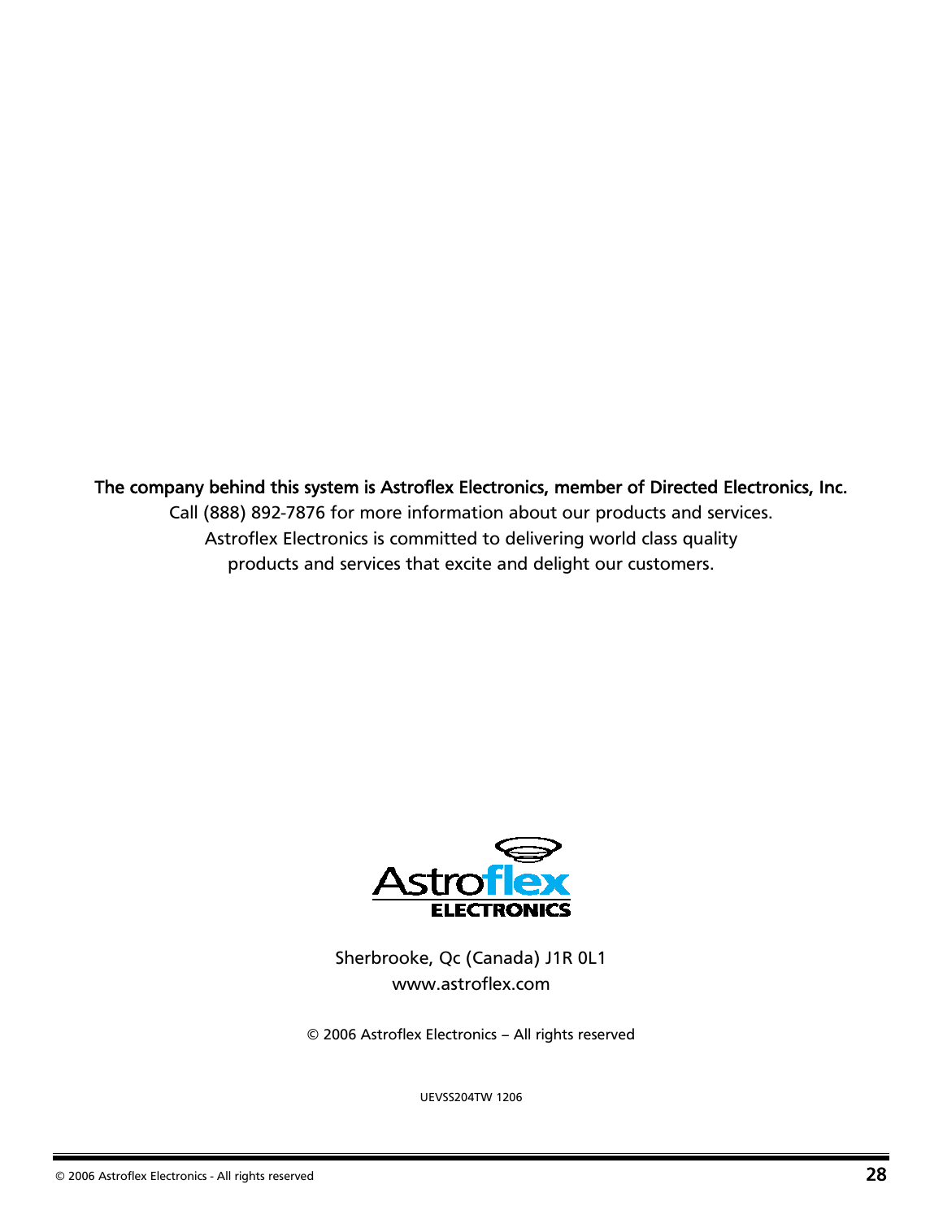**The company behind this system is Astroflex Electronics, member of Directed Electronics, Inc.**

Call (888) 892-7876 for more information about our products and services.

Astroflex Electronics is committed to delivering world class quality products and services that excite and delight our customers.

Astroflex ELECTRONICS

Sherbrooke, Qc (Canada) J1R 0L1

www.astroflex.com

© 2006 Astroflex Electronics – All rights reserved

UEVSS204TW 1206